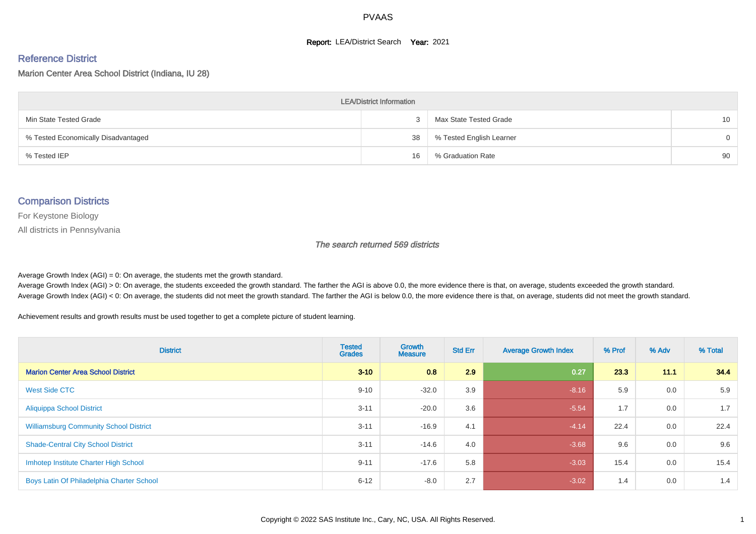# PVAAS

**Report:** LEA/District Search **Year:** 2021

## Reference District

Marion Center Area School District (Indiana, IU 28)

| LEA/District Information | | | |
|---|---|---|---|
| Min State Tested Grade | 3 | Max State Tested Grade | 10 |
| % Tested Economically Disadvantaged | 38 | % Tested English Learner | 0 |
| % Tested IEP | 16 | % Graduation Rate | 90 |

## Comparison Districts

For Keystone Biology

All districts in Pennsylvania

*The search returned 569 districts*

Average Growth Index (AGI) = 0: On average, the students met the growth standard.
Average Growth Index (AGI) > 0: On average, the students exceeded the growth standard. The farther the AGI is above 0.0, the more evidence there is that, on average, students exceeded the growth standard.
Average Growth Index (AGI) < 0: On average, the students did not meet the growth standard. The farther the AGI is below 0.0, the more evidence there is that, on average, students did not meet the growth standard.

Achievement results and growth results must be used together to get a complete picture of student learning.

| District | Tested Grades | Growth Measure | Std Err | Average Growth Index | % Prof | % Adv | % Total |
|---|---|---|---|---|---|---|---|
| **Marion Center Area School District** | **3-10** | **0.8** | **2.9** | **0.27** | **23.3** | **11.1** | **34.4** |
| West Side CTC | 9-10 | -32.0 | 3.9 | -8.16 | 5.9 | 0.0 | 5.9 |
| Aliquippa School District | 3-11 | -20.0 | 3.6 | -5.54 | 1.7 | 0.0 | 1.7 |
| Williamsburg Community School District | 3-11 | -16.9 | 4.1 | -4.14 | 22.4 | 0.0 | 22.4 |
| Shade-Central City School District | 3-11 | -14.6 | 4.0 | -3.68 | 9.6 | 0.0 | 9.6 |
| Imhotep Institute Charter High School | 9-11 | -17.6 | 5.8 | -3.03 | 15.4 | 0.0 | 15.4 |
| Boys Latin Of Philadelphia Charter School | 6-12 | -8.0 | 2.7 | -3.02 | 1.4 | 0.0 | 1.4 |

Copyright © 2022 SAS Institute Inc., Cary, NC, USA. All Rights Reserved.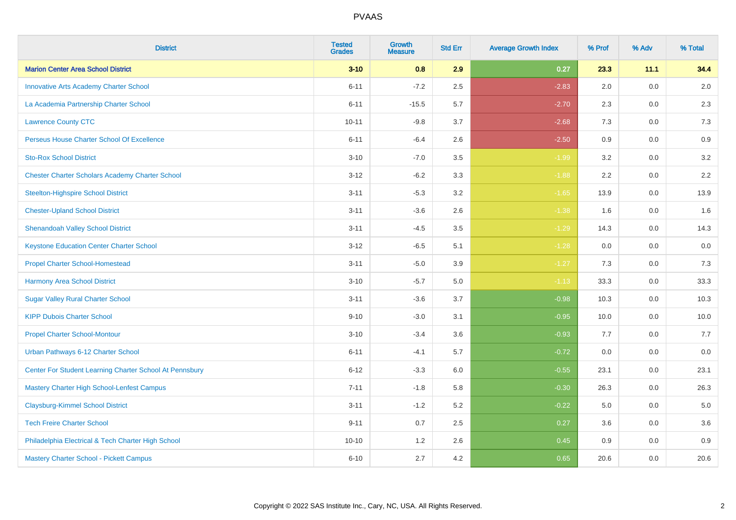# PVAAS

| District | Tested Grades | Growth Measure | Std Err | Average Growth Index | % Prof | % Adv | % Total |
|---|---|---|---|---|---|---|---|
| **Marion Center Area School District** | **3-10** | **0.8** | **2.9** | **0.27** | **23.3** | **11.1** | **34.4** |
| Innovative Arts Academy Charter School | 6-11 | -7.2 | 2.5 | -2.83 | 2.0 | 0.0 | 2.0 |
| La Academia Partnership Charter School | 6-11 | -15.5 | 5.7 | -2.70 | 2.3 | 0.0 | 2.3 |
| Lawrence County CTC | 10-11 | -9.8 | 3.7 | -2.68 | 7.3 | 0.0 | 7.3 |
| Perseus House Charter School Of Excellence | 6-11 | -6.4 | 2.6 | -2.50 | 0.9 | 0.0 | 0.9 |
| Sto-Rox School District | 3-10 | -7.0 | 3.5 | -1.99 | 3.2 | 0.0 | 3.2 |
| Chester Charter Scholars Academy Charter School | 3-12 | -6.2 | 3.3 | -1.88 | 2.2 | 0.0 | 2.2 |
| Steelton-Highspire School District | 3-11 | -5.3 | 3.2 | -1.65 | 13.9 | 0.0 | 13.9 |
| Chester-Upland School District | 3-11 | -3.6 | 2.6 | -1.38 | 1.6 | 0.0 | 1.6 |
| Shenandoah Valley School District | 3-11 | -4.5 | 3.5 | -1.29 | 14.3 | 0.0 | 14.3 |
| Keystone Education Center Charter School | 3-12 | -6.5 | 5.1 | -1.28 | 0.0 | 0.0 | 0.0 |
| Propel Charter School-Homestead | 3-11 | -5.0 | 3.9 | -1.27 | 7.3 | 0.0 | 7.3 |
| Harmony Area School District | 3-10 | -5.7 | 5.0 | -1.13 | 33.3 | 0.0 | 33.3 |
| Sugar Valley Rural Charter School | 3-11 | -3.6 | 3.7 | -0.98 | 10.3 | 0.0 | 10.3 |
| KIPP Dubois Charter School | 9-10 | -3.0 | 3.1 | -0.95 | 10.0 | 0.0 | 10.0 |
| Propel Charter School-Montour | 3-10 | -3.4 | 3.6 | -0.93 | 7.7 | 0.0 | 7.7 |
| Urban Pathways 6-12 Charter School | 6-11 | -4.1 | 5.7 | -0.72 | 0.0 | 0.0 | 0.0 |
| Center For Student Learning Charter School At Pennsbury | 6-12 | -3.3 | 6.0 | -0.55 | 23.1 | 0.0 | 23.1 |
| Mastery Charter High School-Lenfest Campus | 7-11 | -1.8 | 5.8 | -0.30 | 26.3 | 0.0 | 26.3 |
| Claysburg-Kimmel School District | 3-11 | -1.2 | 5.2 | -0.22 | 5.0 | 0.0 | 5.0 |
| Tech Freire Charter School | 9-11 | 0.7 | 2.5 | 0.27 | 3.6 | 0.0 | 3.6 |
| Philadelphia Electrical & Tech Charter High School | 10-10 | 1.2 | 2.6 | 0.45 | 0.9 | 0.0 | 0.9 |
| Mastery Charter School - Pickett Campus | 6-10 | 2.7 | 4.2 | 0.65 | 20.6 | 0.0 | 20.6 |

Copyright © 2022 SAS Institute Inc., Cary, NC, USA. All Rights Reserved.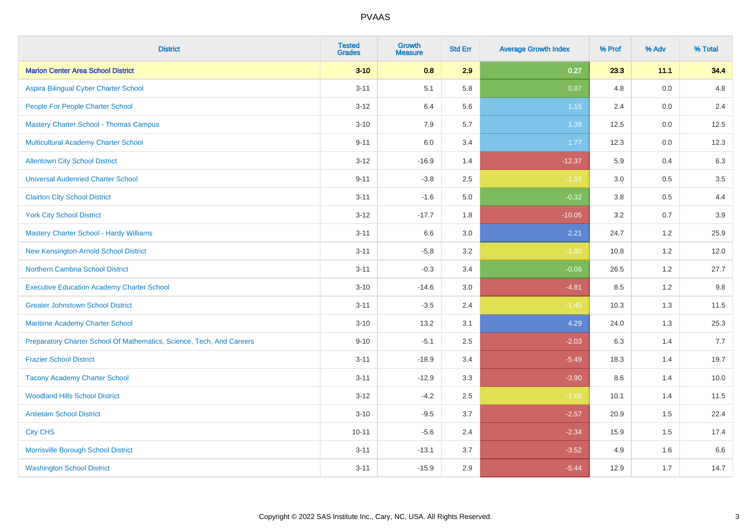# PVAAS

| District | Tested Grades | Growth Measure | Std Err | Average Growth Index | % Prof | % Adv | % Total |
|---|---|---|---|---|---|---|---|
| **Marion Center Area School District** | **3-10** | **0.8** | **2.9** | **0.27** | **23.3** | **11.1** | **34.4** |
| Aspira Bilingual Cyber Charter School | 3-11 | 5.1 | 5.8 | 0.87 | 4.8 | 0.0 | 4.8 |
| People For People Charter School | 3-12 | 6.4 | 5.6 | 1.15 | 2.4 | 0.0 | 2.4 |
| Mastery Charter School - Thomas Campus | 3-10 | 7.9 | 5.7 | 1.39 | 12.5 | 0.0 | 12.5 |
| Multicultural Academy Charter School | 9-11 | 6.0 | 3.4 | 1.77 | 12.3 | 0.0 | 12.3 |
| Allentown City School District | 3-12 | -16.9 | 1.4 | -12.37 | 5.9 | 0.4 | 6.3 |
| Universal Audenried Charter School | 9-11 | -3.8 | 2.5 | -1.53 | 3.0 | 0.5 | 3.5 |
| Clairton City School District | 3-11 | -1.6 | 5.0 | -0.32 | 3.8 | 0.5 | 4.4 |
| York City School District | 3-12 | -17.7 | 1.8 | -10.05 | 3.2 | 0.7 | 3.9 |
| Mastery Charter School - Hardy Williams | 3-11 | 6.6 | 3.0 | 2.21 | 24.7 | 1.2 | 25.9 |
| New Kensington-Arnold School District | 3-11 | -5.8 | 3.2 | -1.80 | 10.8 | 1.2 | 12.0 |
| Northern Cambria School District | 3-11 | -0.3 | 3.4 | -0.09 | 26.5 | 1.2 | 27.7 |
| Executive Education Academy Charter School | 3-10 | -14.6 | 3.0 | -4.81 | 8.5 | 1.2 | 9.8 |
| Greater Johnstown School District | 3-11 | -3.5 | 2.4 | -1.45 | 10.3 | 1.3 | 11.5 |
| Maritime Academy Charter School | 3-10 | 13.2 | 3.1 | 4.29 | 24.0 | 1.3 | 25.3 |
| Preparatory Charter School Of Mathematics, Science, Tech, And Careers | 9-10 | -5.1 | 2.5 | -2.03 | 6.3 | 1.4 | 7.7 |
| Frazier School District | 3-11 | -18.9 | 3.4 | -5.49 | 18.3 | 1.4 | 19.7 |
| Tacony Academy Charter School | 3-11 | -12.9 | 3.3 | -3.90 | 8.6 | 1.4 | 10.0 |
| Woodland Hills School District | 3-12 | -4.2 | 2.5 | -1.66 | 10.1 | 1.4 | 11.5 |
| Antietam School District | 3-10 | -9.5 | 3.7 | -2.57 | 20.9 | 1.5 | 22.4 |
| City CHS | 10-11 | -5.6 | 2.4 | -2.34 | 15.9 | 1.5 | 17.4 |
| Morrisville Borough School District | 3-11 | -13.1 | 3.7 | -3.52 | 4.9 | 1.6 | 6.6 |
| Washington School District | 3-11 | -15.9 | 2.9 | -5.44 | 12.9 | 1.7 | 14.7 |

Copyright © 2022 SAS Institute Inc., Cary, NC, USA. All Rights Reserved.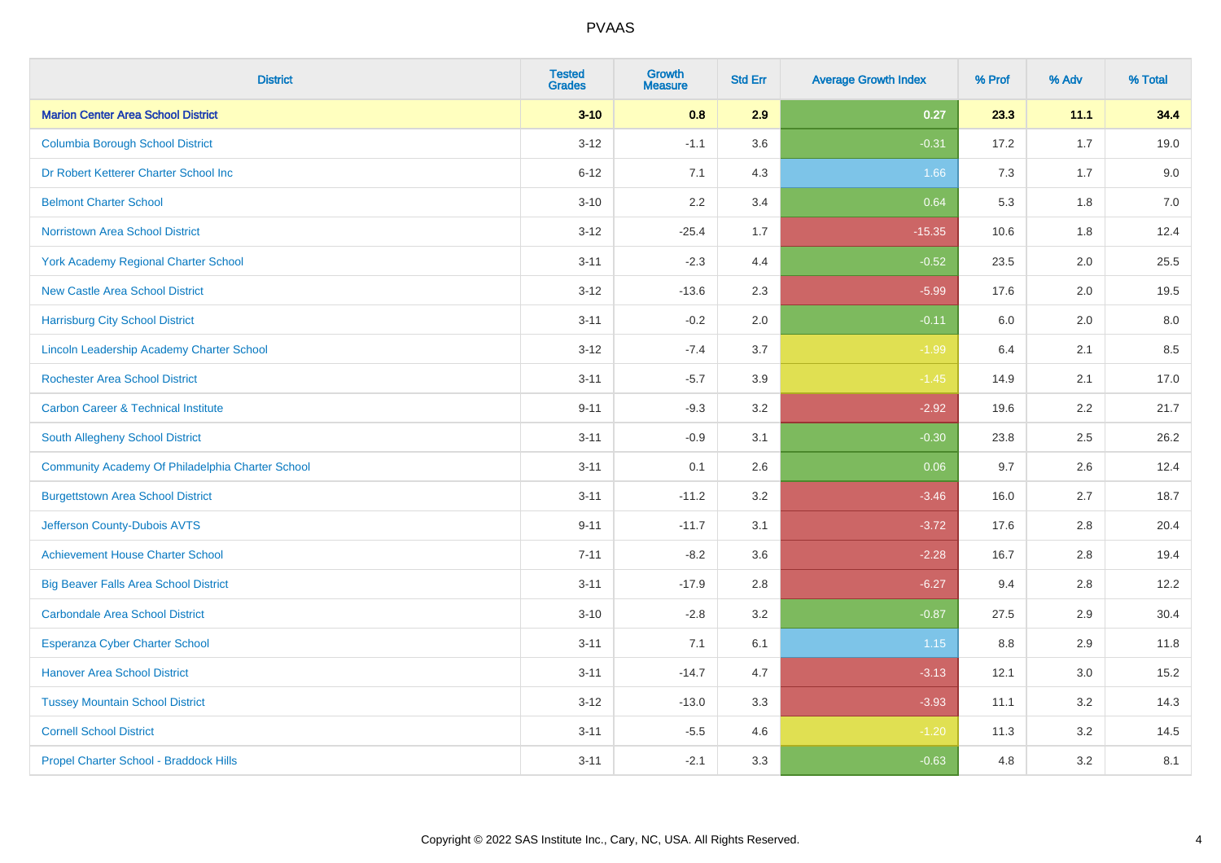# PVAAS

| District | Tested Grades | Growth Measure | Std Err | Average Growth Index | % Prof | % Adv | % Total |
|---|---|---|---|---|---|---|---|
| **Marion Center Area School District** | **3-10** | **0.8** | **2.9** | **0.27** | **23.3** | **11.1** | **34.4** |
| Columbia Borough School District | 3-12 | -1.1 | 3.6 | -0.31 | 17.2 | 1.7 | 19.0 |
| Dr Robert Ketterer Charter School Inc | 6-12 | 7.1 | 4.3 | 1.66 | 7.3 | 1.7 | 9.0 |
| Belmont Charter School | 3-10 | 2.2 | 3.4 | 0.64 | 5.3 | 1.8 | 7.0 |
| Norristown Area School District | 3-12 | -25.4 | 1.7 | -15.35 | 10.6 | 1.8 | 12.4 |
| York Academy Regional Charter School | 3-11 | -2.3 | 4.4 | -0.52 | 23.5 | 2.0 | 25.5 |
| New Castle Area School District | 3-12 | -13.6 | 2.3 | -5.99 | 17.6 | 2.0 | 19.5 |
| Harrisburg City School District | 3-11 | -0.2 | 2.0 | -0.11 | 6.0 | 2.0 | 8.0 |
| Lincoln Leadership Academy Charter School | 3-12 | -7.4 | 3.7 | -1.99 | 6.4 | 2.1 | 8.5 |
| Rochester Area School District | 3-11 | -5.7 | 3.9 | -1.45 | 14.9 | 2.1 | 17.0 |
| Carbon Career & Technical Institute | 9-11 | -9.3 | 3.2 | -2.92 | 19.6 | 2.2 | 21.7 |
| South Allegheny School District | 3-11 | -0.9 | 3.1 | -0.30 | 23.8 | 2.5 | 26.2 |
| Community Academy Of Philadelphia Charter School | 3-11 | 0.1 | 2.6 | 0.06 | 9.7 | 2.6 | 12.4 |
| Burgettstown Area School District | 3-11 | -11.2 | 3.2 | -3.46 | 16.0 | 2.7 | 18.7 |
| Jefferson County-Dubois AVTS | 9-11 | -11.7 | 3.1 | -3.72 | 17.6 | 2.8 | 20.4 |
| Achievement House Charter School | 7-11 | -8.2 | 3.6 | -2.28 | 16.7 | 2.8 | 19.4 |
| Big Beaver Falls Area School District | 3-11 | -17.9 | 2.8 | -6.27 | 9.4 | 2.8 | 12.2 |
| Carbondale Area School District | 3-10 | -2.8 | 3.2 | -0.87 | 27.5 | 2.9 | 30.4 |
| Esperanza Cyber Charter School | 3-11 | 7.1 | 6.1 | 1.15 | 8.8 | 2.9 | 11.8 |
| Hanover Area School District | 3-11 | -14.7 | 4.7 | -3.13 | 12.1 | 3.0 | 15.2 |
| Tussey Mountain School District | 3-12 | -13.0 | 3.3 | -3.93 | 11.1 | 3.2 | 14.3 |
| Cornell School District | 3-11 | -5.5 | 4.6 | -1.20 | 11.3 | 3.2 | 14.5 |
| Propel Charter School - Braddock Hills | 3-11 | -2.1 | 3.3 | -0.63 | 4.8 | 3.2 | 8.1 |

Copyright © 2022 SAS Institute Inc., Cary, NC, USA. All Rights Reserved.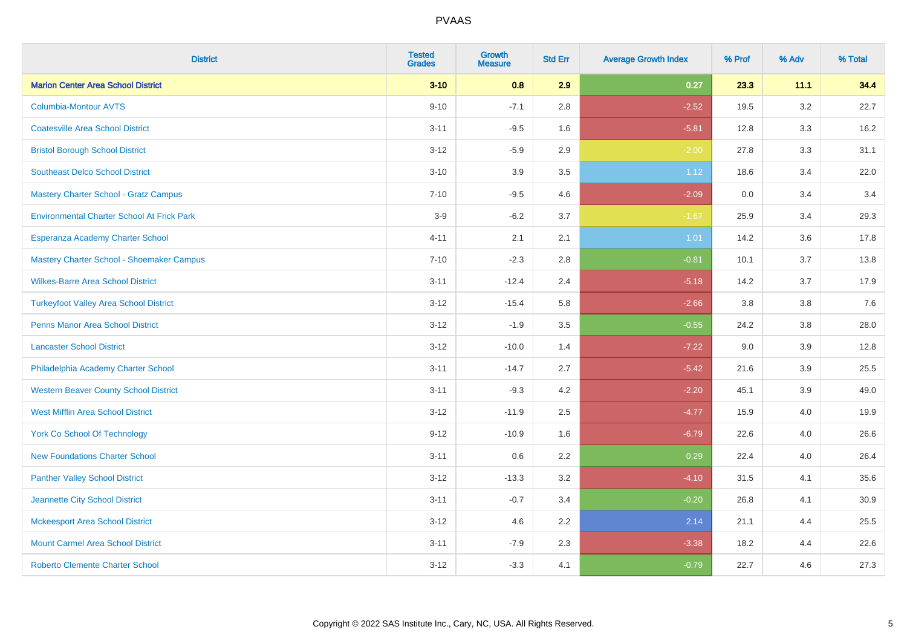| District | Tested Grades | Growth Measure | Std Err | Average Growth Index | % Prof | % Adv | % Total |
|---|---|---|---|---|---|---|---|
| **Marion Center Area School District** | **3-10** | **0.8** | **2.9** | **0.27** | **23.3** | **11.1** | **34.4** |
| Columbia-Montour AVTS | 9-10 | -7.1 | 2.8 | -2.52 | 19.5 | 3.2 | 22.7 |
| Coatesville Area School District | 3-11 | -9.5 | 1.6 | -5.81 | 12.8 | 3.3 | 16.2 |
| Bristol Borough School District | 3-12 | -5.9 | 2.9 | -2.00 | 27.8 | 3.3 | 31.1 |
| Southeast Delco School District | 3-10 | 3.9 | 3.5 | 1.12 | 18.6 | 3.4 | 22.0 |
| Mastery Charter School - Gratz Campus | 7-10 | -9.5 | 4.6 | -2.09 | 0.0 | 3.4 | 3.4 |
| Environmental Charter School At Frick Park | 3-9 | -6.2 | 3.7 | -1.67 | 25.9 | 3.4 | 29.3 |
| Esperanza Academy Charter School | 4-11 | 2.1 | 2.1 | 1.01 | 14.2 | 3.6 | 17.8 |
| Mastery Charter School - Shoemaker Campus | 7-10 | -2.3 | 2.8 | -0.81 | 10.1 | 3.7 | 13.8 |
| Wilkes-Barre Area School District | 3-11 | -12.4 | 2.4 | -5.18 | 14.2 | 3.7 | 17.9 |
| Turkeyfoot Valley Area School District | 3-12 | -15.4 | 5.8 | -2.66 | 3.8 | 3.8 | 7.6 |
| Penns Manor Area School District | 3-12 | -1.9 | 3.5 | -0.55 | 24.2 | 3.8 | 28.0 |
| Lancaster School District | 3-12 | -10.0 | 1.4 | -7.22 | 9.0 | 3.9 | 12.8 |
| Philadelphia Academy Charter School | 3-11 | -14.7 | 2.7 | -5.42 | 21.6 | 3.9 | 25.5 |
| Western Beaver County School District | 3-11 | -9.3 | 4.2 | -2.20 | 45.1 | 3.9 | 49.0 |
| West Mifflin Area School District | 3-12 | -11.9 | 2.5 | -4.77 | 15.9 | 4.0 | 19.9 |
| York Co School Of Technology | 9-12 | -10.9 | 1.6 | -6.79 | 22.6 | 4.0 | 26.6 |
| New Foundations Charter School | 3-11 | 0.6 | 2.2 | 0.29 | 22.4 | 4.0 | 26.4 |
| Panther Valley School District | 3-12 | -13.3 | 3.2 | -4.10 | 31.5 | 4.1 | 35.6 |
| Jeannette City School District | 3-11 | -0.7 | 3.4 | -0.20 | 26.8 | 4.1 | 30.9 |
| Mckeesport Area School District | 3-12 | 4.6 | 2.2 | 2.14 | 21.1 | 4.4 | 25.5 |
| Mount Carmel Area School District | 3-11 | -7.9 | 2.3 | -3.38 | 18.2 | 4.4 | 22.6 |
| Roberto Clemente Charter School | 3-12 | -3.3 | 4.1 | -0.79 | 22.7 | 4.6 | 27.3 |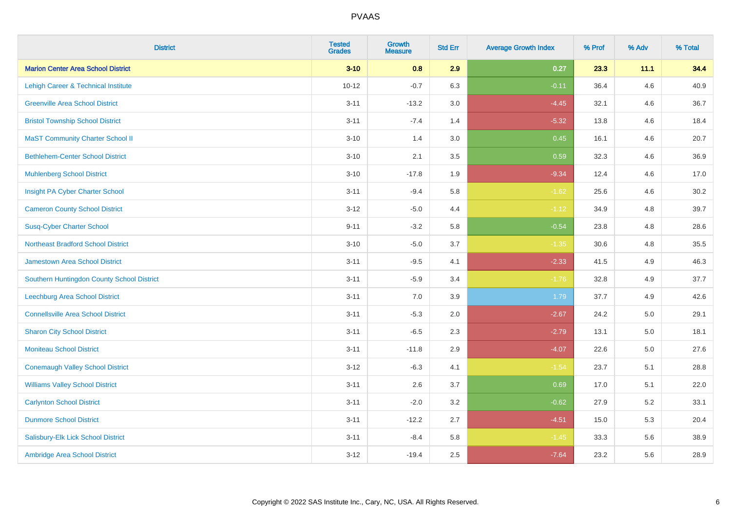| District | Tested Grades | Growth Measure | Std Err | Average Growth Index | % Prof | % Adv | % Total |
|---|---|---|---|---|---|---|---|
| **Marion Center Area School District** | **3-10** | **0.8** | **2.9** | **0.27** | **23.3** | **11.1** | **34.4** |
| Lehigh Career & Technical Institute | 10-12 | -0.7 | 6.3 | -0.11 | 36.4 | 4.6 | 40.9 |
| Greenville Area School District | 3-11 | -13.2 | 3.0 | -4.45 | 32.1 | 4.6 | 36.7 |
| Bristol Township School District | 3-11 | -7.4 | 1.4 | -5.32 | 13.8 | 4.6 | 18.4 |
| MaST Community Charter School II | 3-10 | 1.4 | 3.0 | 0.45 | 16.1 | 4.6 | 20.7 |
| Bethlehem-Center School District | 3-10 | 2.1 | 3.5 | 0.59 | 32.3 | 4.6 | 36.9 |
| Muhlenberg School District | 3-10 | -17.8 | 1.9 | -9.34 | 12.4 | 4.6 | 17.0 |
| Insight PA Cyber Charter School | 3-11 | -9.4 | 5.8 | -1.62 | 25.6 | 4.6 | 30.2 |
| Cameron County School District | 3-12 | -5.0 | 4.4 | -1.12 | 34.9 | 4.8 | 39.7 |
| Susq-Cyber Charter School | 9-11 | -3.2 | 5.8 | -0.54 | 23.8 | 4.8 | 28.6 |
| Northeast Bradford School District | 3-10 | -5.0 | 3.7 | -1.35 | 30.6 | 4.8 | 35.5 |
| Jamestown Area School District | 3-11 | -9.5 | 4.1 | -2.33 | 41.5 | 4.9 | 46.3 |
| Southern Huntingdon County School District | 3-11 | -5.9 | 3.4 | -1.76 | 32.8 | 4.9 | 37.7 |
| Leechburg Area School District | 3-11 | 7.0 | 3.9 | 1.79 | 37.7 | 4.9 | 42.6 |
| Connellsville Area School District | 3-11 | -5.3 | 2.0 | -2.67 | 24.2 | 5.0 | 29.1 |
| Sharon City School District | 3-11 | -6.5 | 2.3 | -2.79 | 13.1 | 5.0 | 18.1 |
| Moniteau School District | 3-11 | -11.8 | 2.9 | -4.07 | 22.6 | 5.0 | 27.6 |
| Conemaugh Valley School District | 3-12 | -6.3 | 4.1 | -1.54 | 23.7 | 5.1 | 28.8 |
| Williams Valley School District | 3-11 | 2.6 | 3.7 | 0.69 | 17.0 | 5.1 | 22.0 |
| Carlynton School District | 3-11 | -2.0 | 3.2 | -0.62 | 27.9 | 5.2 | 33.1 |
| Dunmore School District | 3-11 | -12.2 | 2.7 | -4.51 | 15.0 | 5.3 | 20.4 |
| Salisbury-Elk Lick School District | 3-11 | -8.4 | 5.8 | -1.45 | 33.3 | 5.6 | 38.9 |
| Ambridge Area School District | 3-12 | -19.4 | 2.5 | -7.64 | 23.2 | 5.6 | 28.9 |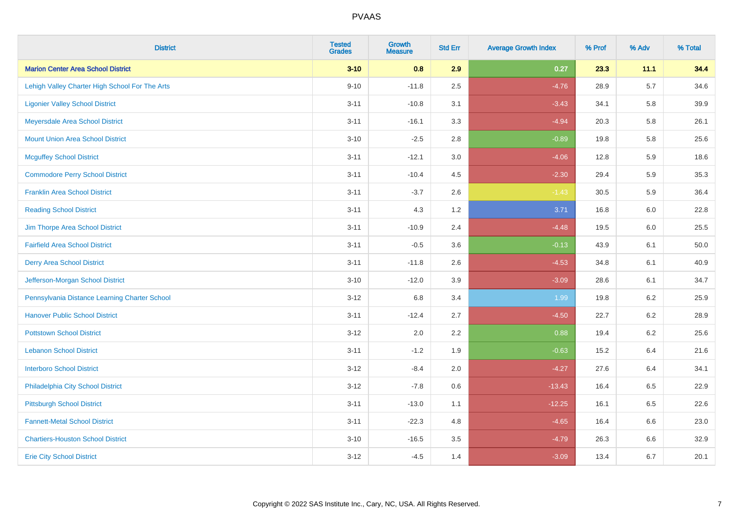# PVAAS

| District | Tested Grades | Growth Measure | Std Err | Average Growth Index | % Prof | % Adv | % Total |
|---|---|---|---|---|---|---|---|
| **Marion Center Area School District** | **3-10** | **0.8** | **2.9** | **0.27** | **23.3** | **11.1** | **34.4** |
| Lehigh Valley Charter High School For The Arts | 9-10 | -11.8 | 2.5 | -4.76 | 28.9 | 5.7 | 34.6 |
| Ligonier Valley School District | 3-11 | -10.8 | 3.1 | -3.43 | 34.1 | 5.8 | 39.9 |
| Meyersdale Area School District | 3-11 | -16.1 | 3.3 | -4.94 | 20.3 | 5.8 | 26.1 |
| Mount Union Area School District | 3-10 | -2.5 | 2.8 | -0.89 | 19.8 | 5.8 | 25.6 |
| Mcguffey School District | 3-11 | -12.1 | 3.0 | -4.06 | 12.8 | 5.9 | 18.6 |
| Commodore Perry School District | 3-11 | -10.4 | 4.5 | -2.30 | 29.4 | 5.9 | 35.3 |
| Franklin Area School District | 3-11 | -3.7 | 2.6 | -1.43 | 30.5 | 5.9 | 36.4 |
| Reading School District | 3-11 | 4.3 | 1.2 | 3.71 | 16.8 | 6.0 | 22.8 |
| Jim Thorpe Area School District | 3-11 | -10.9 | 2.4 | -4.48 | 19.5 | 6.0 | 25.5 |
| Fairfield Area School District | 3-11 | -0.5 | 3.6 | -0.13 | 43.9 | 6.1 | 50.0 |
| Derry Area School District | 3-11 | -11.8 | 2.6 | -4.53 | 34.8 | 6.1 | 40.9 |
| Jefferson-Morgan School District | 3-10 | -12.0 | 3.9 | -3.09 | 28.6 | 6.1 | 34.7 |
| Pennsylvania Distance Learning Charter School | 3-12 | 6.8 | 3.4 | 1.99 | 19.8 | 6.2 | 25.9 |
| Hanover Public School District | 3-11 | -12.4 | 2.7 | -4.50 | 22.7 | 6.2 | 28.9 |
| Pottstown School District | 3-12 | 2.0 | 2.2 | 0.88 | 19.4 | 6.2 | 25.6 |
| Lebanon School District | 3-11 | -1.2 | 1.9 | -0.63 | 15.2 | 6.4 | 21.6 |
| Interboro School District | 3-12 | -8.4 | 2.0 | -4.27 | 27.6 | 6.4 | 34.1 |
| Philadelphia City School District | 3-12 | -7.8 | 0.6 | -13.43 | 16.4 | 6.5 | 22.9 |
| Pittsburgh School District | 3-11 | -13.0 | 1.1 | -12.25 | 16.1 | 6.5 | 22.6 |
| Fannett-Metal School District | 3-11 | -22.3 | 4.8 | -4.65 | 16.4 | 6.6 | 23.0 |
| Chartiers-Houston School District | 3-10 | -16.5 | 3.5 | -4.79 | 26.3 | 6.6 | 32.9 |
| Erie City School District | 3-12 | -4.5 | 1.4 | -3.09 | 13.4 | 6.7 | 20.1 |

Copyright © 2022 SAS Institute Inc., Cary, NC, USA. All Rights Reserved.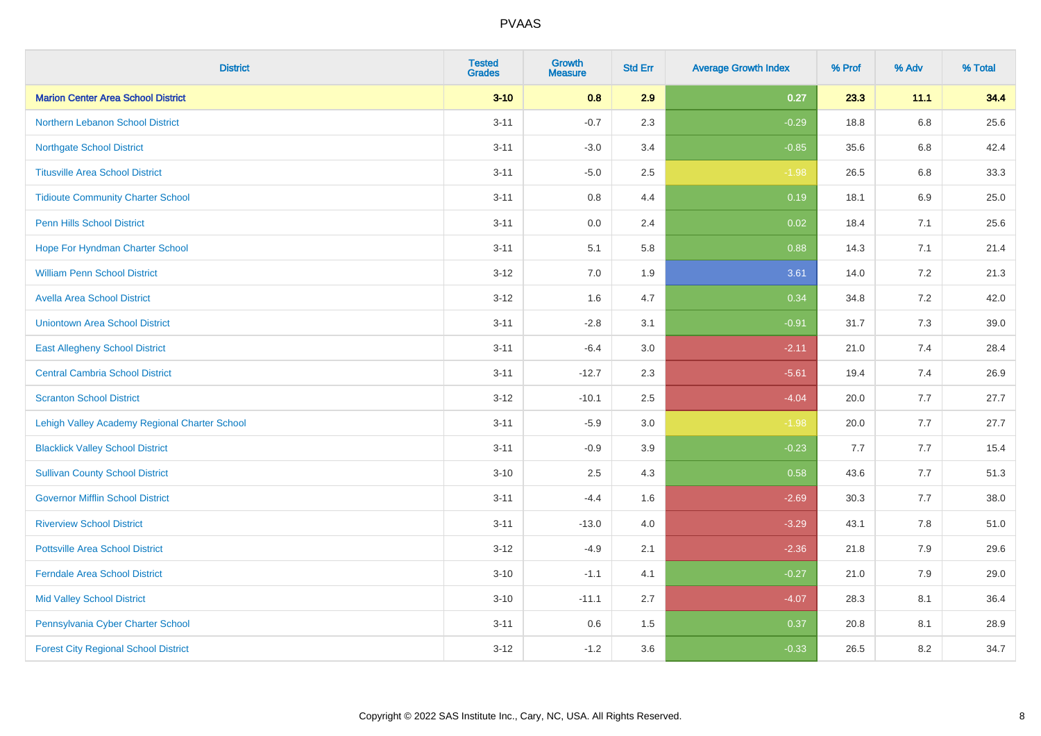| District | Tested Grades | Growth Measure | Std Err | Average Growth Index | % Prof | % Adv | % Total |
|---|---|---|---|---|---|---|---|
| **Marion Center Area School District** | **3-10** | **0.8** | **2.9** | **0.27** | **23.3** | **11.1** | **34.4** |
| Northern Lebanon School District | 3-11 | -0.7 | 2.3 | -0.29 | 18.8 | 6.8 | 25.6 |
| Northgate School District | 3-11 | -3.0 | 3.4 | -0.85 | 35.6 | 6.8 | 42.4 |
| Titusville Area School District | 3-11 | -5.0 | 2.5 | -1.98 | 26.5 | 6.8 | 33.3 |
| Tidioute Community Charter School | 3-11 | 0.8 | 4.4 | 0.19 | 18.1 | 6.9 | 25.0 |
| Penn Hills School District | 3-11 | 0.0 | 2.4 | 0.02 | 18.4 | 7.1 | 25.6 |
| Hope For Hyndman Charter School | 3-11 | 5.1 | 5.8 | 0.88 | 14.3 | 7.1 | 21.4 |
| William Penn School District | 3-12 | 7.0 | 1.9 | 3.61 | 14.0 | 7.2 | 21.3 |
| Avella Area School District | 3-12 | 1.6 | 4.7 | 0.34 | 34.8 | 7.2 | 42.0 |
| Uniontown Area School District | 3-11 | -2.8 | 3.1 | -0.91 | 31.7 | 7.3 | 39.0 |
| East Allegheny School District | 3-11 | -6.4 | 3.0 | -2.11 | 21.0 | 7.4 | 28.4 |
| Central Cambria School District | 3-11 | -12.7 | 2.3 | -5.61 | 19.4 | 7.4 | 26.9 |
| Scranton School District | 3-12 | -10.1 | 2.5 | -4.04 | 20.0 | 7.7 | 27.7 |
| Lehigh Valley Academy Regional Charter School | 3-11 | -5.9 | 3.0 | -1.98 | 20.0 | 7.7 | 27.7 |
| Blacklick Valley School District | 3-11 | -0.9 | 3.9 | -0.23 | 7.7 | 7.7 | 15.4 |
| Sullivan County School District | 3-10 | 2.5 | 4.3 | 0.58 | 43.6 | 7.7 | 51.3 |
| Governor Mifflin School District | 3-11 | -4.4 | 1.6 | -2.69 | 30.3 | 7.7 | 38.0 |
| Riverview School District | 3-11 | -13.0 | 4.0 | -3.29 | 43.1 | 7.8 | 51.0 |
| Pottsville Area School District | 3-12 | -4.9 | 2.1 | -2.36 | 21.8 | 7.9 | 29.6 |
| Ferndale Area School District | 3-10 | -1.1 | 4.1 | -0.27 | 21.0 | 7.9 | 29.0 |
| Mid Valley School District | 3-10 | -11.1 | 2.7 | -4.07 | 28.3 | 8.1 | 36.4 |
| Pennsylvania Cyber Charter School | 3-11 | 0.6 | 1.5 | 0.37 | 20.8 | 8.1 | 28.9 |
| Forest City Regional School District | 3-12 | -1.2 | 3.6 | -0.33 | 26.5 | 8.2 | 34.7 |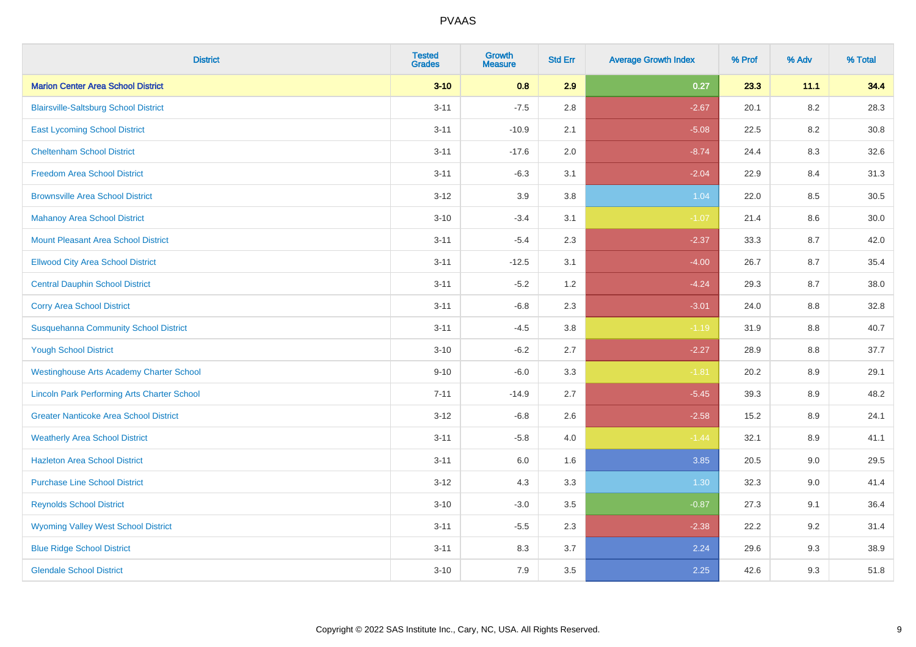# PVAAS

| District | Tested Grades | Growth Measure | Std Err | Average Growth Index | % Prof | % Adv | % Total |
|---|---|---|---|---|---|---|---|
| **Marion Center Area School District** | **3-10** | **0.8** | **2.9** | **0.27** | **23.3** | **11.1** | **34.4** |
| Blairsville-Saltsburg School District | 3-11 | -7.5 | 2.8 | -2.67 | 20.1 | 8.2 | 28.3 |
| East Lycoming School District | 3-11 | -10.9 | 2.1 | -5.08 | 22.5 | 8.2 | 30.8 |
| Cheltenham School District | 3-11 | -17.6 | 2.0 | -8.74 | 24.4 | 8.3 | 32.6 |
| Freedom Area School District | 3-11 | -6.3 | 3.1 | -2.04 | 22.9 | 8.4 | 31.3 |
| Brownsville Area School District | 3-12 | 3.9 | 3.8 | 1.04 | 22.0 | 8.5 | 30.5 |
| Mahanoy Area School District | 3-10 | -3.4 | 3.1 | -1.07 | 21.4 | 8.6 | 30.0 |
| Mount Pleasant Area School District | 3-11 | -5.4 | 2.3 | -2.37 | 33.3 | 8.7 | 42.0 |
| Ellwood City Area School District | 3-11 | -12.5 | 3.1 | -4.00 | 26.7 | 8.7 | 35.4 |
| Central Dauphin School District | 3-11 | -5.2 | 1.2 | -4.24 | 29.3 | 8.7 | 38.0 |
| Corry Area School District | 3-11 | -6.8 | 2.3 | -3.01 | 24.0 | 8.8 | 32.8 |
| Susquehanna Community School District | 3-11 | -4.5 | 3.8 | -1.19 | 31.9 | 8.8 | 40.7 |
| Yough School District | 3-10 | -6.2 | 2.7 | -2.27 | 28.9 | 8.8 | 37.7 |
| Westinghouse Arts Academy Charter School | 9-10 | -6.0 | 3.3 | -1.81 | 20.2 | 8.9 | 29.1 |
| Lincoln Park Performing Arts Charter School | 7-11 | -14.9 | 2.7 | -5.45 | 39.3 | 8.9 | 48.2 |
| Greater Nanticoke Area School District | 3-12 | -6.8 | 2.6 | -2.58 | 15.2 | 8.9 | 24.1 |
| Weatherly Area School District | 3-11 | -5.8 | 4.0 | -1.44 | 32.1 | 8.9 | 41.1 |
| Hazleton Area School District | 3-11 | 6.0 | 1.6 | 3.85 | 20.5 | 9.0 | 29.5 |
| Purchase Line School District | 3-12 | 4.3 | 3.3 | 1.30 | 32.3 | 9.0 | 41.4 |
| Reynolds School District | 3-10 | -3.0 | 3.5 | -0.87 | 27.3 | 9.1 | 36.4 |
| Wyoming Valley West School District | 3-11 | -5.5 | 2.3 | -2.38 | 22.2 | 9.2 | 31.4 |
| Blue Ridge School District | 3-11 | 8.3 | 3.7 | 2.24 | 29.6 | 9.3 | 38.9 |
| Glendale School District | 3-10 | 7.9 | 3.5 | 2.25 | 42.6 | 9.3 | 51.8 |

Copyright © 2022 SAS Institute Inc., Cary, NC, USA. All Rights Reserved.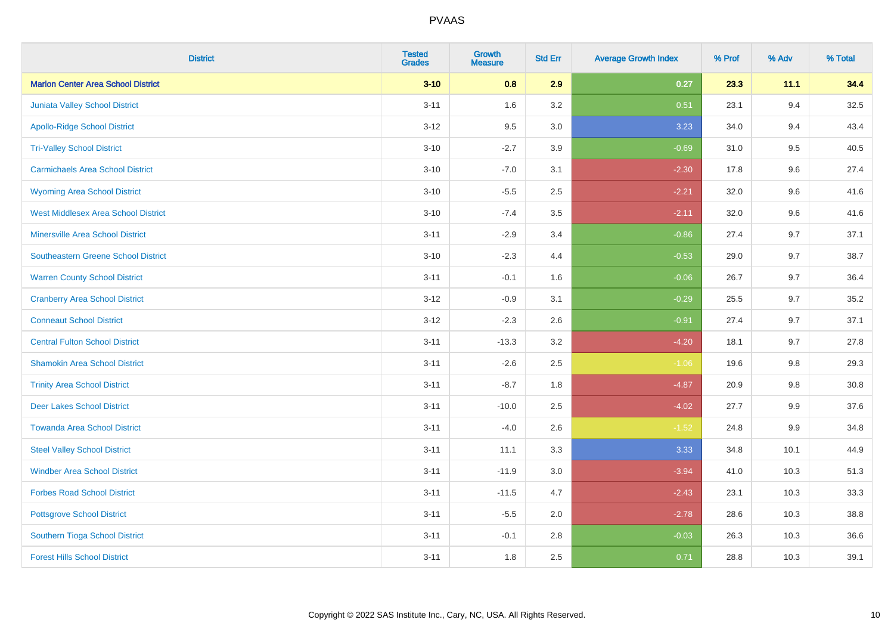| District | Tested Grades | Growth Measure | Std Err | Average Growth Index | % Prof | % Adv | % Total |
|---|---|---|---|---|---|---|---|
| **Marion Center Area School District** | **3-10** | **0.8** | **2.9** | **0.27** | **23.3** | **11.1** | **34.4** |
| Juniata Valley School District | 3-11 | 1.6 | 3.2 | 0.51 | 23.1 | 9.4 | 32.5 |
| Apollo-Ridge School District | 3-12 | 9.5 | 3.0 | 3.23 | 34.0 | 9.4 | 43.4 |
| Tri-Valley School District | 3-10 | -2.7 | 3.9 | -0.69 | 31.0 | 9.5 | 40.5 |
| Carmichaels Area School District | 3-10 | -7.0 | 3.1 | -2.30 | 17.8 | 9.6 | 27.4 |
| Wyoming Area School District | 3-10 | -5.5 | 2.5 | -2.21 | 32.0 | 9.6 | 41.6 |
| West Middlesex Area School District | 3-10 | -7.4 | 3.5 | -2.11 | 32.0 | 9.6 | 41.6 |
| Minersville Area School District | 3-11 | -2.9 | 3.4 | -0.86 | 27.4 | 9.7 | 37.1 |
| Southeastern Greene School District | 3-10 | -2.3 | 4.4 | -0.53 | 29.0 | 9.7 | 38.7 |
| Warren County School District | 3-11 | -0.1 | 1.6 | -0.06 | 26.7 | 9.7 | 36.4 |
| Cranberry Area School District | 3-12 | -0.9 | 3.1 | -0.29 | 25.5 | 9.7 | 35.2 |
| Conneaut School District | 3-12 | -2.3 | 2.6 | -0.91 | 27.4 | 9.7 | 37.1 |
| Central Fulton School District | 3-11 | -13.3 | 3.2 | -4.20 | 18.1 | 9.7 | 27.8 |
| Shamokin Area School District | 3-11 | -2.6 | 2.5 | -1.06 | 19.6 | 9.8 | 29.3 |
| Trinity Area School District | 3-11 | -8.7 | 1.8 | -4.87 | 20.9 | 9.8 | 30.8 |
| Deer Lakes School District | 3-11 | -10.0 | 2.5 | -4.02 | 27.7 | 9.9 | 37.6 |
| Towanda Area School District | 3-11 | -4.0 | 2.6 | -1.52 | 24.8 | 9.9 | 34.8 |
| Steel Valley School District | 3-11 | 11.1 | 3.3 | 3.33 | 34.8 | 10.1 | 44.9 |
| Windber Area School District | 3-11 | -11.9 | 3.0 | -3.94 | 41.0 | 10.3 | 51.3 |
| Forbes Road School District | 3-11 | -11.5 | 4.7 | -2.43 | 23.1 | 10.3 | 33.3 |
| Pottsgrove School District | 3-11 | -5.5 | 2.0 | -2.78 | 28.6 | 10.3 | 38.8 |
| Southern Tioga School District | 3-11 | -0.1 | 2.8 | -0.03 | 26.3 | 10.3 | 36.6 |
| Forest Hills School District | 3-11 | 1.8 | 2.5 | 0.71 | 28.8 | 10.3 | 39.1 |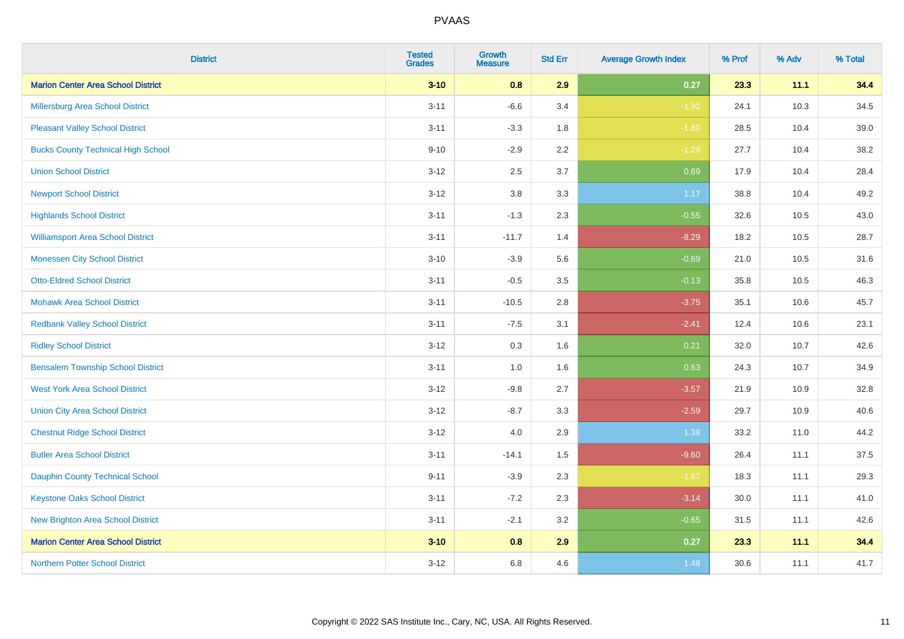# PVAAS

| District | Tested Grades | Growth Measure | Std Err | Average Growth Index | % Prof | % Adv | % Total |
|---|---|---|---|---|---|---|---|
| **Marion Center Area School District** | **3-10** | **0.8** | **2.9** | **0.27** | **23.3** | **11.1** | **34.4** |
| Millersburg Area School District | 3-11 | -6.6 | 3.4 | -1.92 | 24.1 | 10.3 | 34.5 |
| Pleasant Valley School District | 3-11 | -3.3 | 1.8 | -1.80 | 28.5 | 10.4 | 39.0 |
| Bucks County Technical High School | 9-10 | -2.9 | 2.2 | -1.29 | 27.7 | 10.4 | 38.2 |
| Union School District | 3-12 | 2.5 | 3.7 | 0.69 | 17.9 | 10.4 | 28.4 |
| Newport School District | 3-12 | 3.8 | 3.3 | 1.17 | 38.8 | 10.4 | 49.2 |
| Highlands School District | 3-11 | -1.3 | 2.3 | -0.55 | 32.6 | 10.5 | 43.0 |
| Williamsport Area School District | 3-11 | -11.7 | 1.4 | -8.29 | 18.2 | 10.5 | 28.7 |
| Monessen City School District | 3-10 | -3.9 | 5.6 | -0.69 | 21.0 | 10.5 | 31.6 |
| Otto-Eldred School District | 3-11 | -0.5 | 3.5 | -0.13 | 35.8 | 10.5 | 46.3 |
| Mohawk Area School District | 3-11 | -10.5 | 2.8 | -3.75 | 35.1 | 10.6 | 45.7 |
| Redbank Valley School District | 3-11 | -7.5 | 3.1 | -2.41 | 12.4 | 10.6 | 23.1 |
| Ridley School District | 3-12 | 0.3 | 1.6 | 0.21 | 32.0 | 10.7 | 42.6 |
| Bensalem Township School District | 3-11 | 1.0 | 1.6 | 0.63 | 24.3 | 10.7 | 34.9 |
| West York Area School District | 3-12 | -9.8 | 2.7 | -3.57 | 21.9 | 10.9 | 32.8 |
| Union City Area School District | 3-12 | -8.7 | 3.3 | -2.59 | 29.7 | 10.9 | 40.6 |
| Chestnut Ridge School District | 3-12 | 4.0 | 2.9 | 1.38 | 33.2 | 11.0 | 44.2 |
| Butler Area School District | 3-11 | -14.1 | 1.5 | -9.60 | 26.4 | 11.1 | 37.5 |
| Dauphin County Technical School | 9-11 | -3.9 | 2.3 | -1.67 | 18.3 | 11.1 | 29.3 |
| Keystone Oaks School District | 3-11 | -7.2 | 2.3 | -3.14 | 30.0 | 11.1 | 41.0 |
| New Brighton Area School District | 3-11 | -2.1 | 3.2 | -0.65 | 31.5 | 11.1 | 42.6 |
| **Marion Center Area School District** | **3-10** | **0.8** | **2.9** | **0.27** | **23.3** | **11.1** | **34.4** |
| Northern Potter School District | 3-12 | 6.8 | 4.6 | 1.48 | 30.6 | 11.1 | 41.7 |

Copyright © 2022 SAS Institute Inc., Cary, NC, USA. All Rights Reserved.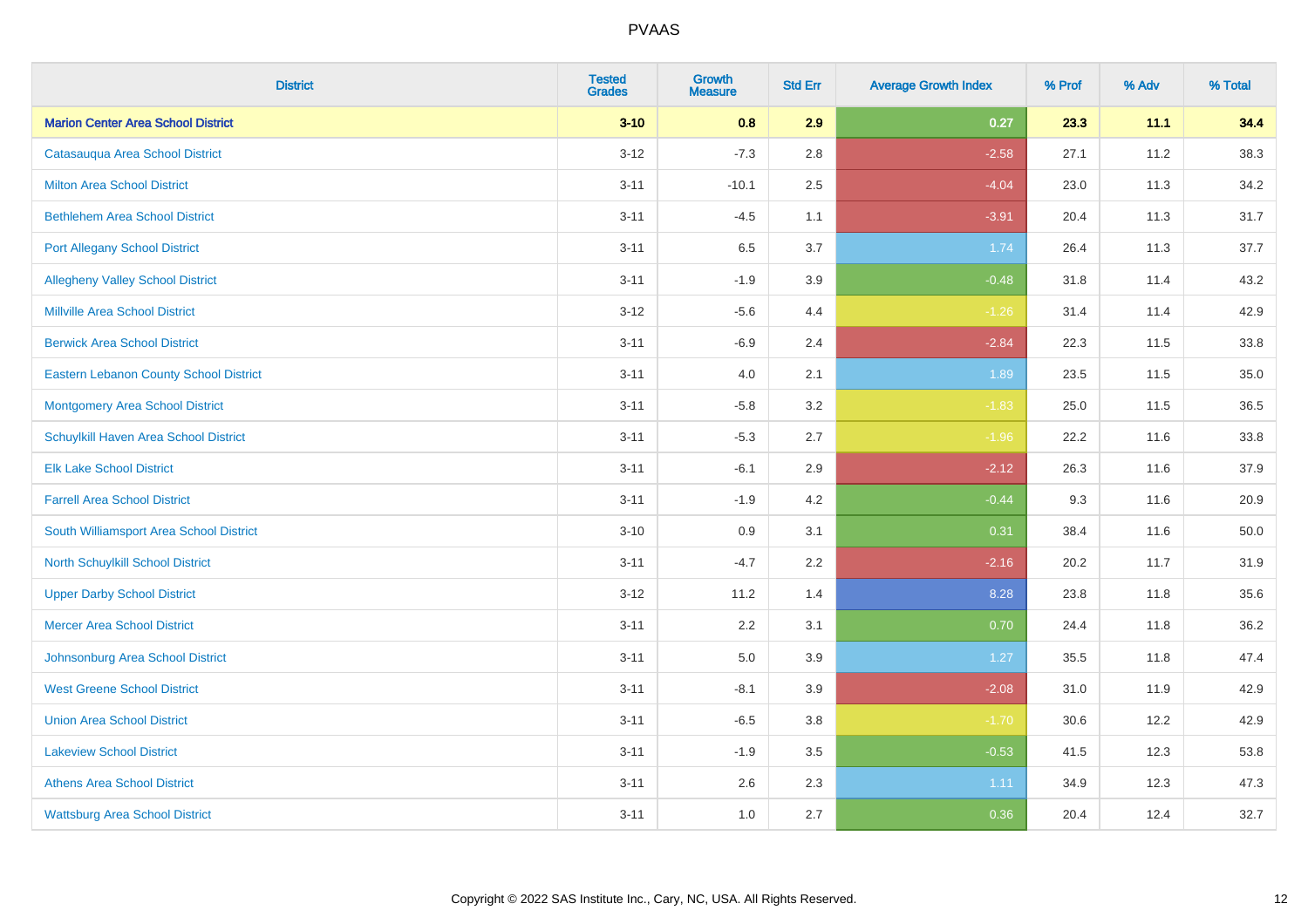# PVAAS

| District | Tested Grades | Growth Measure | Std Err | Average Growth Index | % Prof | % Adv | % Total |
|---|---|---|---|---|---|---|---|
| **Marion Center Area School District** | **3-10** | **0.8** | **2.9** | **0.27** | **23.3** | **11.1** | **34.4** |
| Catasauqua Area School District | 3-12 | -7.3 | 2.8 | -2.58 | 27.1 | 11.2 | 38.3 |
| Milton Area School District | 3-11 | -10.1 | 2.5 | -4.04 | 23.0 | 11.3 | 34.2 |
| Bethlehem Area School District | 3-11 | -4.5 | 1.1 | -3.91 | 20.4 | 11.3 | 31.7 |
| Port Allegany School District | 3-11 | 6.5 | 3.7 | 1.74 | 26.4 | 11.3 | 37.7 |
| Allegheny Valley School District | 3-11 | -1.9 | 3.9 | -0.48 | 31.8 | 11.4 | 43.2 |
| Millville Area School District | 3-12 | -5.6 | 4.4 | -1.26 | 31.4 | 11.4 | 42.9 |
| Berwick Area School District | 3-11 | -6.9 | 2.4 | -2.84 | 22.3 | 11.5 | 33.8 |
| Eastern Lebanon County School District | 3-11 | 4.0 | 2.1 | 1.89 | 23.5 | 11.5 | 35.0 |
| Montgomery Area School District | 3-11 | -5.8 | 3.2 | -1.83 | 25.0 | 11.5 | 36.5 |
| Schuylkill Haven Area School District | 3-11 | -5.3 | 2.7 | -1.96 | 22.2 | 11.6 | 33.8 |
| Elk Lake School District | 3-11 | -6.1 | 2.9 | -2.12 | 26.3 | 11.6 | 37.9 |
| Farrell Area School District | 3-11 | -1.9 | 4.2 | -0.44 | 9.3 | 11.6 | 20.9 |
| South Williamsport Area School District | 3-10 | 0.9 | 3.1 | 0.31 | 38.4 | 11.6 | 50.0 |
| North Schuylkill School District | 3-11 | -4.7 | 2.2 | -2.16 | 20.2 | 11.7 | 31.9 |
| Upper Darby School District | 3-12 | 11.2 | 1.4 | 8.28 | 23.8 | 11.8 | 35.6 |
| Mercer Area School District | 3-11 | 2.2 | 3.1 | 0.70 | 24.4 | 11.8 | 36.2 |
| Johnsonburg Area School District | 3-11 | 5.0 | 3.9 | 1.27 | 35.5 | 11.8 | 47.4 |
| West Greene School District | 3-11 | -8.1 | 3.9 | -2.08 | 31.0 | 11.9 | 42.9 |
| Union Area School District | 3-11 | -6.5 | 3.8 | -1.70 | 30.6 | 12.2 | 42.9 |
| Lakeview School District | 3-11 | -1.9 | 3.5 | -0.53 | 41.5 | 12.3 | 53.8 |
| Athens Area School District | 3-11 | 2.6 | 2.3 | 1.11 | 34.9 | 12.3 | 47.3 |
| Wattsburg Area School District | 3-11 | 1.0 | 2.7 | 0.36 | 20.4 | 12.4 | 32.7 |

Copyright © 2022 SAS Institute Inc., Cary, NC, USA. All Rights Reserved.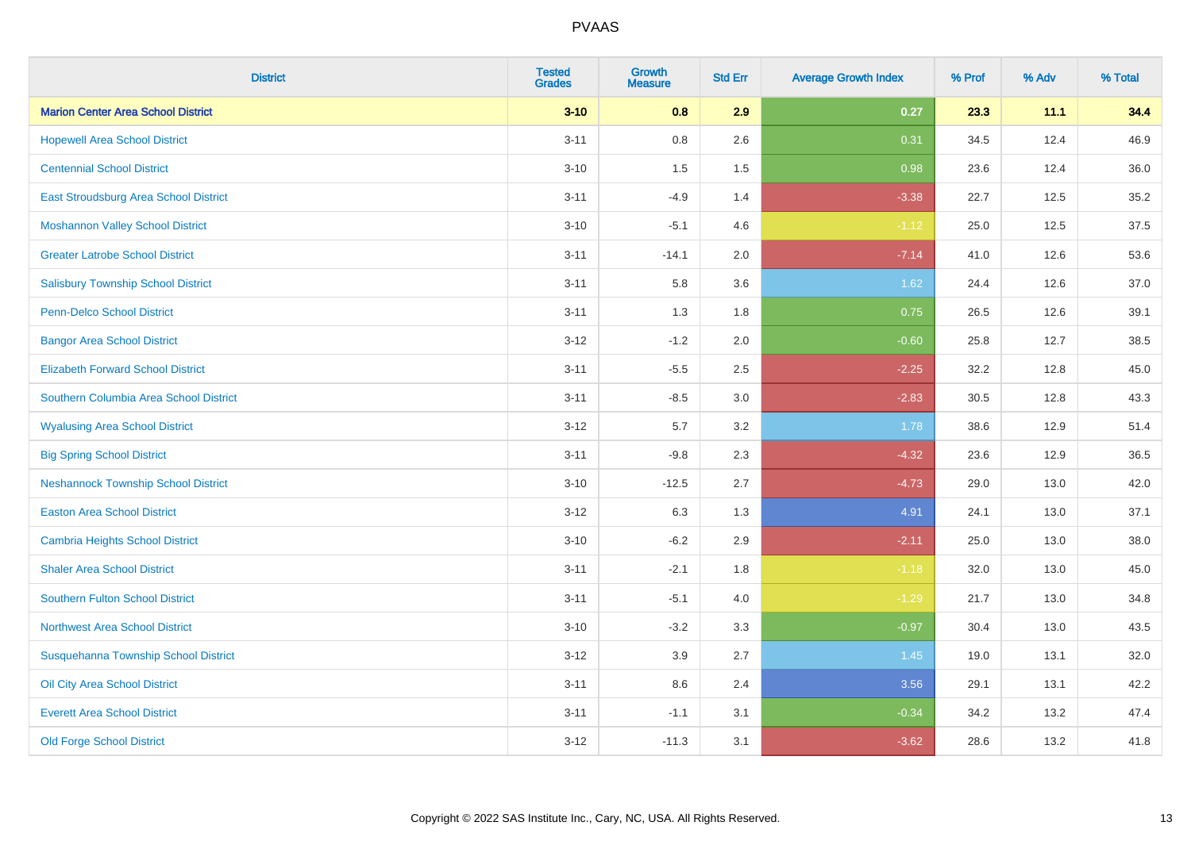# PVAAS

| District | Tested Grades | Growth Measure | Std Err | Average Growth Index | % Prof | % Adv | % Total |
|---|---|---|---|---|---|---|---|
| **Marion Center Area School District** | **3-10** | **0.8** | **2.9** | **0.27** | **23.3** | **11.1** | **34.4** |
| Hopewell Area School District | 3-11 | 0.8 | 2.6 | 0.31 | 34.5 | 12.4 | 46.9 |
| Centennial School District | 3-10 | 1.5 | 1.5 | 0.98 | 23.6 | 12.4 | 36.0 |
| East Stroudsburg Area School District | 3-11 | -4.9 | 1.4 | -3.38 | 22.7 | 12.5 | 35.2 |
| Moshannon Valley School District | 3-10 | -5.1 | 4.6 | -1.12 | 25.0 | 12.5 | 37.5 |
| Greater Latrobe School District | 3-11 | -14.1 | 2.0 | -7.14 | 41.0 | 12.6 | 53.6 |
| Salisbury Township School District | 3-11 | 5.8 | 3.6 | 1.62 | 24.4 | 12.6 | 37.0 |
| Penn-Delco School District | 3-11 | 1.3 | 1.8 | 0.75 | 26.5 | 12.6 | 39.1 |
| Bangor Area School District | 3-12 | -1.2 | 2.0 | -0.60 | 25.8 | 12.7 | 38.5 |
| Elizabeth Forward School District | 3-11 | -5.5 | 2.5 | -2.25 | 32.2 | 12.8 | 45.0 |
| Southern Columbia Area School District | 3-11 | -8.5 | 3.0 | -2.83 | 30.5 | 12.8 | 43.3 |
| Wyalusing Area School District | 3-12 | 5.7 | 3.2 | 1.78 | 38.6 | 12.9 | 51.4 |
| Big Spring School District | 3-11 | -9.8 | 2.3 | -4.32 | 23.6 | 12.9 | 36.5 |
| Neshannock Township School District | 3-10 | -12.5 | 2.7 | -4.73 | 29.0 | 13.0 | 42.0 |
| Easton Area School District | 3-12 | 6.3 | 1.3 | 4.91 | 24.1 | 13.0 | 37.1 |
| Cambria Heights School District | 3-10 | -6.2 | 2.9 | -2.11 | 25.0 | 13.0 | 38.0 |
| Shaler Area School District | 3-11 | -2.1 | 1.8 | -1.18 | 32.0 | 13.0 | 45.0 |
| Southern Fulton School District | 3-11 | -5.1 | 4.0 | -1.29 | 21.7 | 13.0 | 34.8 |
| Northwest Area School District | 3-10 | -3.2 | 3.3 | -0.97 | 30.4 | 13.0 | 43.5 |
| Susquehanna Township School District | 3-12 | 3.9 | 2.7 | 1.45 | 19.0 | 13.1 | 32.0 |
| Oil City Area School District | 3-11 | 8.6 | 2.4 | 3.56 | 29.1 | 13.1 | 42.2 |
| Everett Area School District | 3-11 | -1.1 | 3.1 | -0.34 | 34.2 | 13.2 | 47.4 |
| Old Forge School District | 3-12 | -11.3 | 3.1 | -3.62 | 28.6 | 13.2 | 41.8 |

Copyright © 2022 SAS Institute Inc., Cary, NC, USA. All Rights Reserved.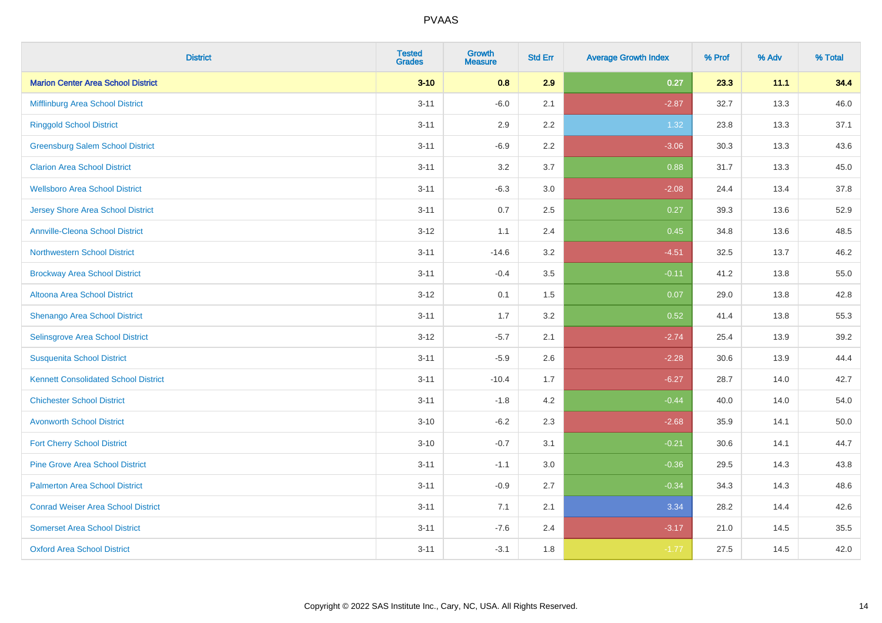# PVAAS

| District | Tested Grades | Growth Measure | Std Err | Average Growth Index | % Prof | % Adv | % Total |
|---|---|---|---|---|---|---|---|
| **Marion Center Area School District** | **3-10** | **0.8** | **2.9** | **0.27** | **23.3** | **11.1** | **34.4** |
| Mifflinburg Area School District | 3-11 | -6.0 | 2.1 | -2.87 | 32.7 | 13.3 | 46.0 |
| Ringgold School District | 3-11 | 2.9 | 2.2 | 1.32 | 23.8 | 13.3 | 37.1 |
| Greensburg Salem School District | 3-11 | -6.9 | 2.2 | -3.06 | 30.3 | 13.3 | 43.6 |
| Clarion Area School District | 3-11 | 3.2 | 3.7 | 0.88 | 31.7 | 13.3 | 45.0 |
| Wellsboro Area School District | 3-11 | -6.3 | 3.0 | -2.08 | 24.4 | 13.4 | 37.8 |
| Jersey Shore Area School District | 3-11 | 0.7 | 2.5 | 0.27 | 39.3 | 13.6 | 52.9 |
| Annville-Cleona School District | 3-12 | 1.1 | 2.4 | 0.45 | 34.8 | 13.6 | 48.5 |
| Northwestern School District | 3-11 | -14.6 | 3.2 | -4.51 | 32.5 | 13.7 | 46.2 |
| Brockway Area School District | 3-11 | -0.4 | 3.5 | -0.11 | 41.2 | 13.8 | 55.0 |
| Altoona Area School District | 3-12 | 0.1 | 1.5 | 0.07 | 29.0 | 13.8 | 42.8 |
| Shenango Area School District | 3-11 | 1.7 | 3.2 | 0.52 | 41.4 | 13.8 | 55.3 |
| Selinsgrove Area School District | 3-12 | -5.7 | 2.1 | -2.74 | 25.4 | 13.9 | 39.2 |
| Susquenita School District | 3-11 | -5.9 | 2.6 | -2.28 | 30.6 | 13.9 | 44.4 |
| Kennett Consolidated School District | 3-11 | -10.4 | 1.7 | -6.27 | 28.7 | 14.0 | 42.7 |
| Chichester School District | 3-11 | -1.8 | 4.2 | -0.44 | 40.0 | 14.0 | 54.0 |
| Avonworth School District | 3-10 | -6.2 | 2.3 | -2.68 | 35.9 | 14.1 | 50.0 |
| Fort Cherry School District | 3-10 | -0.7 | 3.1 | -0.21 | 30.6 | 14.1 | 44.7 |
| Pine Grove Area School District | 3-11 | -1.1 | 3.0 | -0.36 | 29.5 | 14.3 | 43.8 |
| Palmerton Area School District | 3-11 | -0.9 | 2.7 | -0.34 | 34.3 | 14.3 | 48.6 |
| Conrad Weiser Area School District | 3-11 | 7.1 | 2.1 | 3.34 | 28.2 | 14.4 | 42.6 |
| Somerset Area School District | 3-11 | -7.6 | 2.4 | -3.17 | 21.0 | 14.5 | 35.5 |
| Oxford Area School District | 3-11 | -3.1 | 1.8 | -1.77 | 27.5 | 14.5 | 42.0 |

Copyright © 2022 SAS Institute Inc., Cary, NC, USA. All Rights Reserved.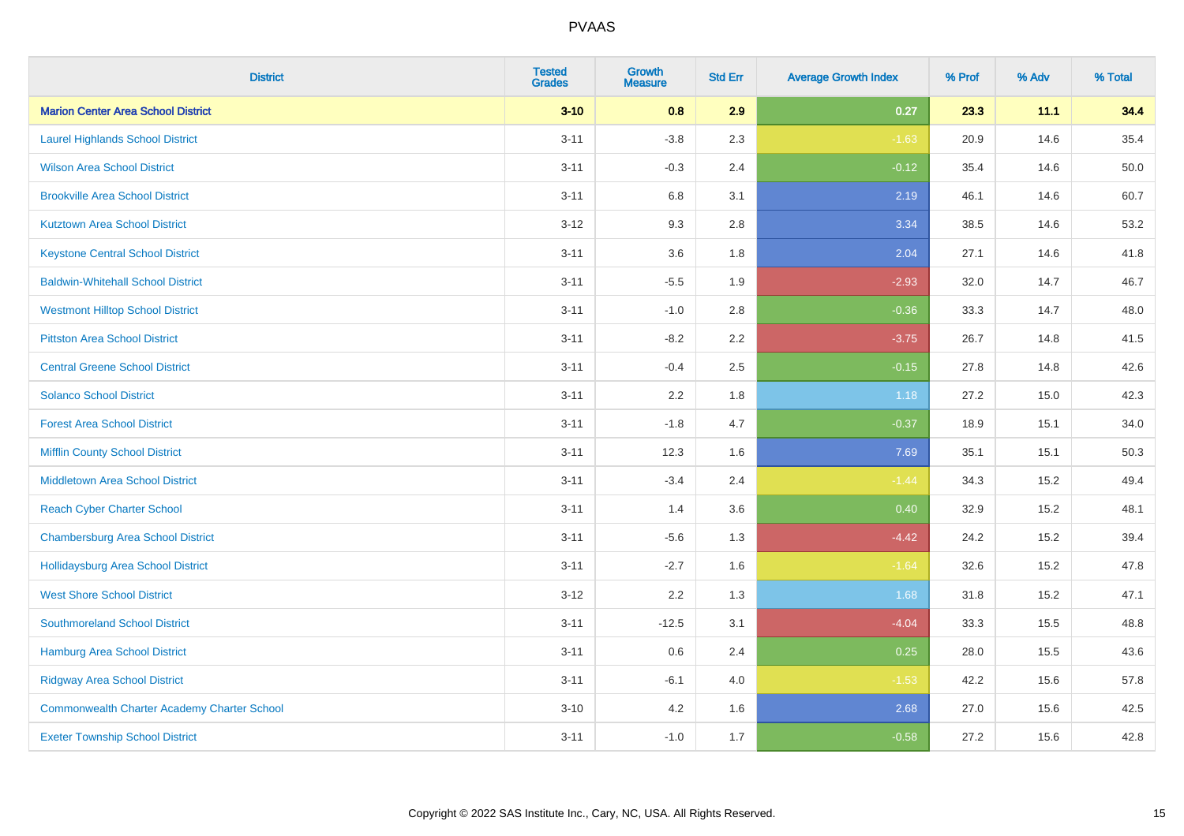| District | Tested Grades | Growth Measure | Std Err | Average Growth Index | % Prof | % Adv | % Total |
|---|---|---|---|---|---|---|---|
| **Marion Center Area School District** | **3-10** | **0.8** | **2.9** | **0.27** | **23.3** | **11.1** | **34.4** |
| Laurel Highlands School District | 3-11 | -3.8 | 2.3 | -1.63 | 20.9 | 14.6 | 35.4 |
| Wilson Area School District | 3-11 | -0.3 | 2.4 | -0.12 | 35.4 | 14.6 | 50.0 |
| Brookville Area School District | 3-11 | 6.8 | 3.1 | 2.19 | 46.1 | 14.6 | 60.7 |
| Kutztown Area School District | 3-12 | 9.3 | 2.8 | 3.34 | 38.5 | 14.6 | 53.2 |
| Keystone Central School District | 3-11 | 3.6 | 1.8 | 2.04 | 27.1 | 14.6 | 41.8 |
| Baldwin-Whitehall School District | 3-11 | -5.5 | 1.9 | -2.93 | 32.0 | 14.7 | 46.7 |
| Westmont Hilltop School District | 3-11 | -1.0 | 2.8 | -0.36 | 33.3 | 14.7 | 48.0 |
| Pittston Area School District | 3-11 | -8.2 | 2.2 | -3.75 | 26.7 | 14.8 | 41.5 |
| Central Greene School District | 3-11 | -0.4 | 2.5 | -0.15 | 27.8 | 14.8 | 42.6 |
| Solanco School District | 3-11 | 2.2 | 1.8 | 1.18 | 27.2 | 15.0 | 42.3 |
| Forest Area School District | 3-11 | -1.8 | 4.7 | -0.37 | 18.9 | 15.1 | 34.0 |
| Mifflin County School District | 3-11 | 12.3 | 1.6 | 7.69 | 35.1 | 15.1 | 50.3 |
| Middletown Area School District | 3-11 | -3.4 | 2.4 | -1.44 | 34.3 | 15.2 | 49.4 |
| Reach Cyber Charter School | 3-11 | 1.4 | 3.6 | 0.40 | 32.9 | 15.2 | 48.1 |
| Chambersburg Area School District | 3-11 | -5.6 | 1.3 | -4.42 | 24.2 | 15.2 | 39.4 |
| Hollidaysburg Area School District | 3-11 | -2.7 | 1.6 | -1.64 | 32.6 | 15.2 | 47.8 |
| West Shore School District | 3-12 | 2.2 | 1.3 | 1.68 | 31.8 | 15.2 | 47.1 |
| Southmoreland School District | 3-11 | -12.5 | 3.1 | -4.04 | 33.3 | 15.5 | 48.8 |
| Hamburg Area School District | 3-11 | 0.6 | 2.4 | 0.25 | 28.0 | 15.5 | 43.6 |
| Ridgway Area School District | 3-11 | -6.1 | 4.0 | -1.53 | 42.2 | 15.6 | 57.8 |
| Commonwealth Charter Academy Charter School | 3-10 | 4.2 | 1.6 | 2.68 | 27.0 | 15.6 | 42.5 |
| Exeter Township School District | 3-11 | -1.0 | 1.7 | -0.58 | 27.2 | 15.6 | 42.8 |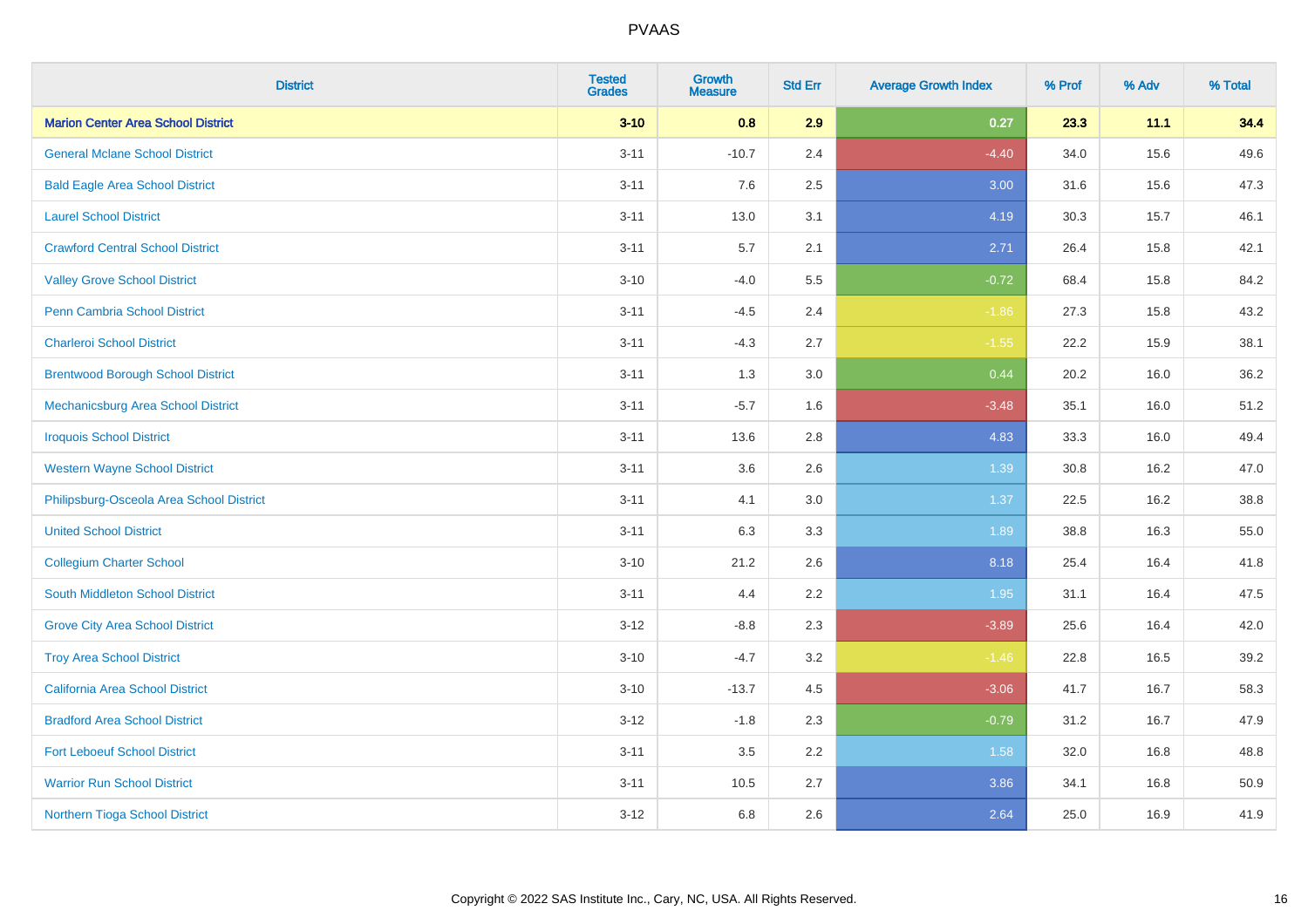| District | Tested Grades | Growth Measure | Std Err | Average Growth Index | % Prof | % Adv | % Total |
|---|---|---|---|---|---|---|---|
| **Marion Center Area School District** | **3-10** | **0.8** | **2.9** | **0.27** | **23.3** | **11.1** | **34.4** |
| General Mclane School District | 3-11 | -10.7 | 2.4 | -4.40 | 34.0 | 15.6 | 49.6 |
| Bald Eagle Area School District | 3-11 | 7.6 | 2.5 | 3.00 | 31.6 | 15.6 | 47.3 |
| Laurel School District | 3-11 | 13.0 | 3.1 | 4.19 | 30.3 | 15.7 | 46.1 |
| Crawford Central School District | 3-11 | 5.7 | 2.1 | 2.71 | 26.4 | 15.8 | 42.1 |
| Valley Grove School District | 3-10 | -4.0 | 5.5 | -0.72 | 68.4 | 15.8 | 84.2 |
| Penn Cambria School District | 3-11 | -4.5 | 2.4 | -1.86 | 27.3 | 15.8 | 43.2 |
| Charleroi School District | 3-11 | -4.3 | 2.7 | -1.55 | 22.2 | 15.9 | 38.1 |
| Brentwood Borough School District | 3-11 | 1.3 | 3.0 | 0.44 | 20.2 | 16.0 | 36.2 |
| Mechanicsburg Area School District | 3-11 | -5.7 | 1.6 | -3.48 | 35.1 | 16.0 | 51.2 |
| Iroquois School District | 3-11 | 13.6 | 2.8 | 4.83 | 33.3 | 16.0 | 49.4 |
| Western Wayne School District | 3-11 | 3.6 | 2.6 | 1.39 | 30.8 | 16.2 | 47.0 |
| Philipsburg-Osceola Area School District | 3-11 | 4.1 | 3.0 | 1.37 | 22.5 | 16.2 | 38.8 |
| United School District | 3-11 | 6.3 | 3.3 | 1.89 | 38.8 | 16.3 | 55.0 |
| Collegium Charter School | 3-10 | 21.2 | 2.6 | 8.18 | 25.4 | 16.4 | 41.8 |
| South Middleton School District | 3-11 | 4.4 | 2.2 | 1.95 | 31.1 | 16.4 | 47.5 |
| Grove City Area School District | 3-12 | -8.8 | 2.3 | -3.89 | 25.6 | 16.4 | 42.0 |
| Troy Area School District | 3-10 | -4.7 | 3.2 | -1.46 | 22.8 | 16.5 | 39.2 |
| California Area School District | 3-10 | -13.7 | 4.5 | -3.06 | 41.7 | 16.7 | 58.3 |
| Bradford Area School District | 3-12 | -1.8 | 2.3 | -0.79 | 31.2 | 16.7 | 47.9 |
| Fort Leboeuf School District | 3-11 | 3.5 | 2.2 | 1.58 | 32.0 | 16.8 | 48.8 |
| Warrior Run School District | 3-11 | 10.5 | 2.7 | 3.86 | 34.1 | 16.8 | 50.9 |
| Northern Tioga School District | 3-12 | 6.8 | 2.6 | 2.64 | 25.0 | 16.9 | 41.9 |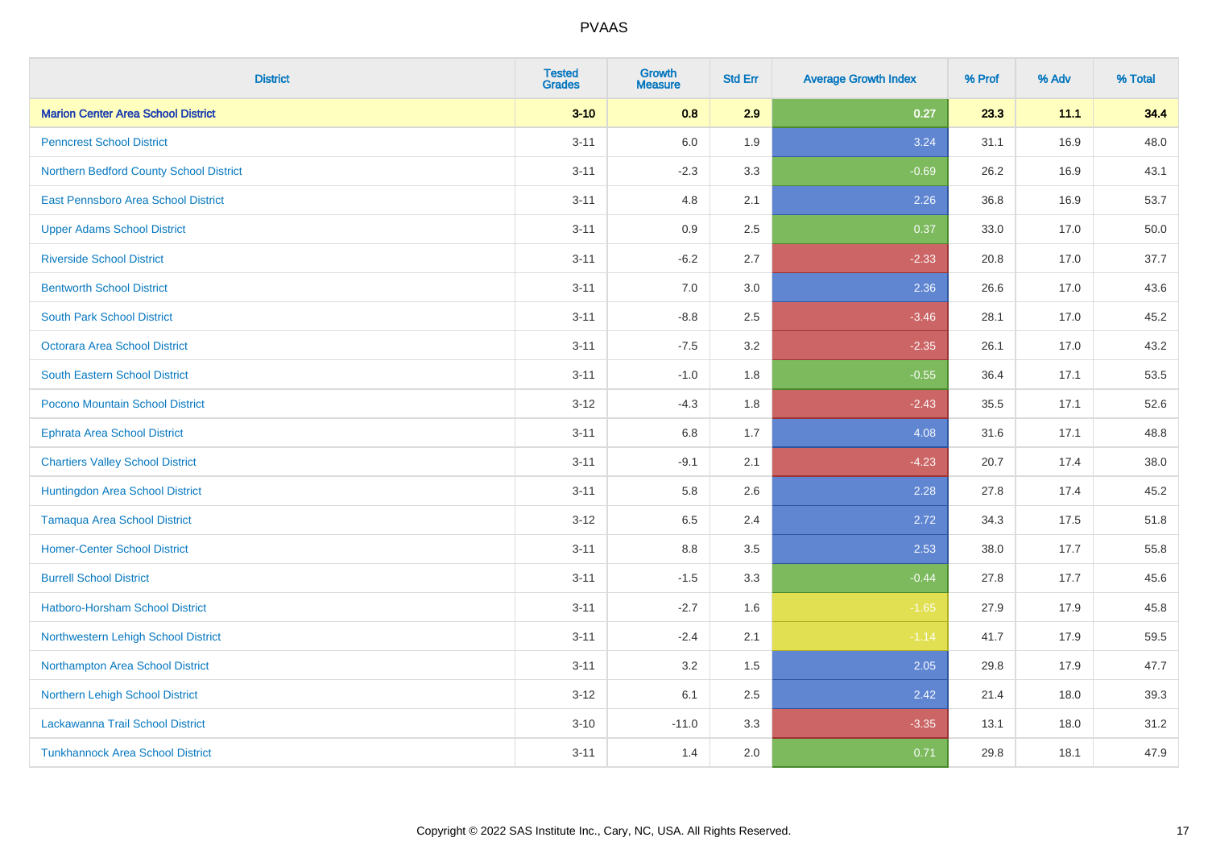# PVAAS

| District | Tested Grades | Growth Measure | Std Err | Average Growth Index | % Prof | % Adv | % Total |
|---|---|---|---|---|---|---|---|
| **Marion Center Area School District** | **3-10** | **0.8** | **2.9** | **0.27** | **23.3** | **11.1** | **34.4** |
| Penncrest School District | 3-11 | 6.0 | 1.9 | 3.24 | 31.1 | 16.9 | 48.0 |
| Northern Bedford County School District | 3-11 | -2.3 | 3.3 | -0.69 | 26.2 | 16.9 | 43.1 |
| East Pennsboro Area School District | 3-11 | 4.8 | 2.1 | 2.26 | 36.8 | 16.9 | 53.7 |
| Upper Adams School District | 3-11 | 0.9 | 2.5 | 0.37 | 33.0 | 17.0 | 50.0 |
| Riverside School District | 3-11 | -6.2 | 2.7 | -2.33 | 20.8 | 17.0 | 37.7 |
| Bentworth School District | 3-11 | 7.0 | 3.0 | 2.36 | 26.6 | 17.0 | 43.6 |
| South Park School District | 3-11 | -8.8 | 2.5 | -3.46 | 28.1 | 17.0 | 45.2 |
| Octorara Area School District | 3-11 | -7.5 | 3.2 | -2.35 | 26.1 | 17.0 | 43.2 |
| South Eastern School District | 3-11 | -1.0 | 1.8 | -0.55 | 36.4 | 17.1 | 53.5 |
| Pocono Mountain School District | 3-12 | -4.3 | 1.8 | -2.43 | 35.5 | 17.1 | 52.6 |
| Ephrata Area School District | 3-11 | 6.8 | 1.7 | 4.08 | 31.6 | 17.1 | 48.8 |
| Chartiers Valley School District | 3-11 | -9.1 | 2.1 | -4.23 | 20.7 | 17.4 | 38.0 |
| Huntingdon Area School District | 3-11 | 5.8 | 2.6 | 2.28 | 27.8 | 17.4 | 45.2 |
| Tamaqua Area School District | 3-12 | 6.5 | 2.4 | 2.72 | 34.3 | 17.5 | 51.8 |
| Homer-Center School District | 3-11 | 8.8 | 3.5 | 2.53 | 38.0 | 17.7 | 55.8 |
| Burrell School District | 3-11 | -1.5 | 3.3 | -0.44 | 27.8 | 17.7 | 45.6 |
| Hatboro-Horsham School District | 3-11 | -2.7 | 1.6 | -1.65 | 27.9 | 17.9 | 45.8 |
| Northwestern Lehigh School District | 3-11 | -2.4 | 2.1 | -1.14 | 41.7 | 17.9 | 59.5 |
| Northampton Area School District | 3-11 | 3.2 | 1.5 | 2.05 | 29.8 | 17.9 | 47.7 |
| Northern Lehigh School District | 3-12 | 6.1 | 2.5 | 2.42 | 21.4 | 18.0 | 39.3 |
| Lackawanna Trail School District | 3-10 | -11.0 | 3.3 | -3.35 | 13.1 | 18.0 | 31.2 |
| Tunkhannock Area School District | 3-11 | 1.4 | 2.0 | 0.71 | 29.8 | 18.1 | 47.9 |

Copyright © 2022 SAS Institute Inc., Cary, NC, USA. All Rights Reserved.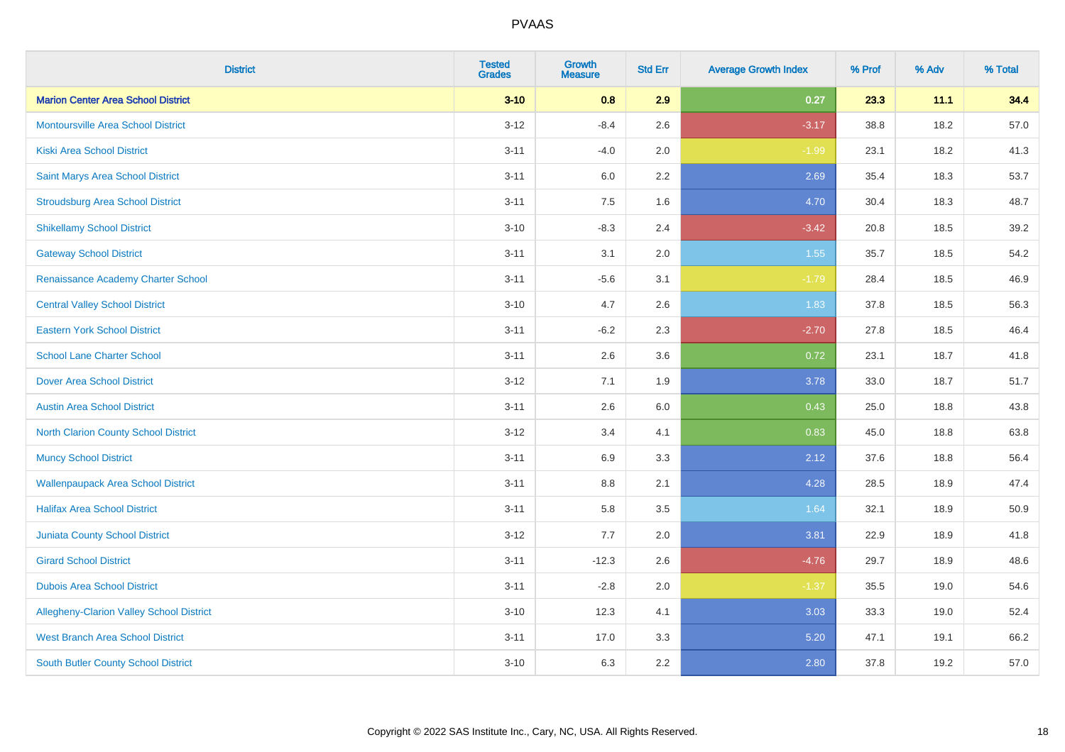| District | Tested Grades | Growth Measure | Std Err | Average Growth Index | % Prof | % Adv | % Total |
|---|---|---|---|---|---|---|---|
| **Marion Center Area School District** | **3-10** | **0.8** | **2.9** | **0.27** | **23.3** | **11.1** | **34.4** |
| Montoursville Area School District | 3-12 | -8.4 | 2.6 | -3.17 | 38.8 | 18.2 | 57.0 |
| Kiski Area School District | 3-11 | -4.0 | 2.0 | -1.99 | 23.1 | 18.2 | 41.3 |
| Saint Marys Area School District | 3-11 | 6.0 | 2.2 | 2.69 | 35.4 | 18.3 | 53.7 |
| Stroudsburg Area School District | 3-11 | 7.5 | 1.6 | 4.70 | 30.4 | 18.3 | 48.7 |
| Shikellamy School District | 3-10 | -8.3 | 2.4 | -3.42 | 20.8 | 18.5 | 39.2 |
| Gateway School District | 3-11 | 3.1 | 2.0 | 1.55 | 35.7 | 18.5 | 54.2 |
| Renaissance Academy Charter School | 3-11 | -5.6 | 3.1 | -1.79 | 28.4 | 18.5 | 46.9 |
| Central Valley School District | 3-10 | 4.7 | 2.6 | 1.83 | 37.8 | 18.5 | 56.3 |
| Eastern York School District | 3-11 | -6.2 | 2.3 | -2.70 | 27.8 | 18.5 | 46.4 |
| School Lane Charter School | 3-11 | 2.6 | 3.6 | 0.72 | 23.1 | 18.7 | 41.8 |
| Dover Area School District | 3-12 | 7.1 | 1.9 | 3.78 | 33.0 | 18.7 | 51.7 |
| Austin Area School District | 3-11 | 2.6 | 6.0 | 0.43 | 25.0 | 18.8 | 43.8 |
| North Clarion County School District | 3-12 | 3.4 | 4.1 | 0.83 | 45.0 | 18.8 | 63.8 |
| Muncy School District | 3-11 | 6.9 | 3.3 | 2.12 | 37.6 | 18.8 | 56.4 |
| Wallenpaupack Area School District | 3-11 | 8.8 | 2.1 | 4.28 | 28.5 | 18.9 | 47.4 |
| Halifax Area School District | 3-11 | 5.8 | 3.5 | 1.64 | 32.1 | 18.9 | 50.9 |
| Juniata County School District | 3-12 | 7.7 | 2.0 | 3.81 | 22.9 | 18.9 | 41.8 |
| Girard School District | 3-11 | -12.3 | 2.6 | -4.76 | 29.7 | 18.9 | 48.6 |
| Dubois Area School District | 3-11 | -2.8 | 2.0 | -1.37 | 35.5 | 19.0 | 54.6 |
| Allegheny-Clarion Valley School District | 3-10 | 12.3 | 4.1 | 3.03 | 33.3 | 19.0 | 52.4 |
| West Branch Area School District | 3-11 | 17.0 | 3.3 | 5.20 | 47.1 | 19.1 | 66.2 |
| South Butler County School District | 3-10 | 6.3 | 2.2 | 2.80 | 37.8 | 19.2 | 57.0 |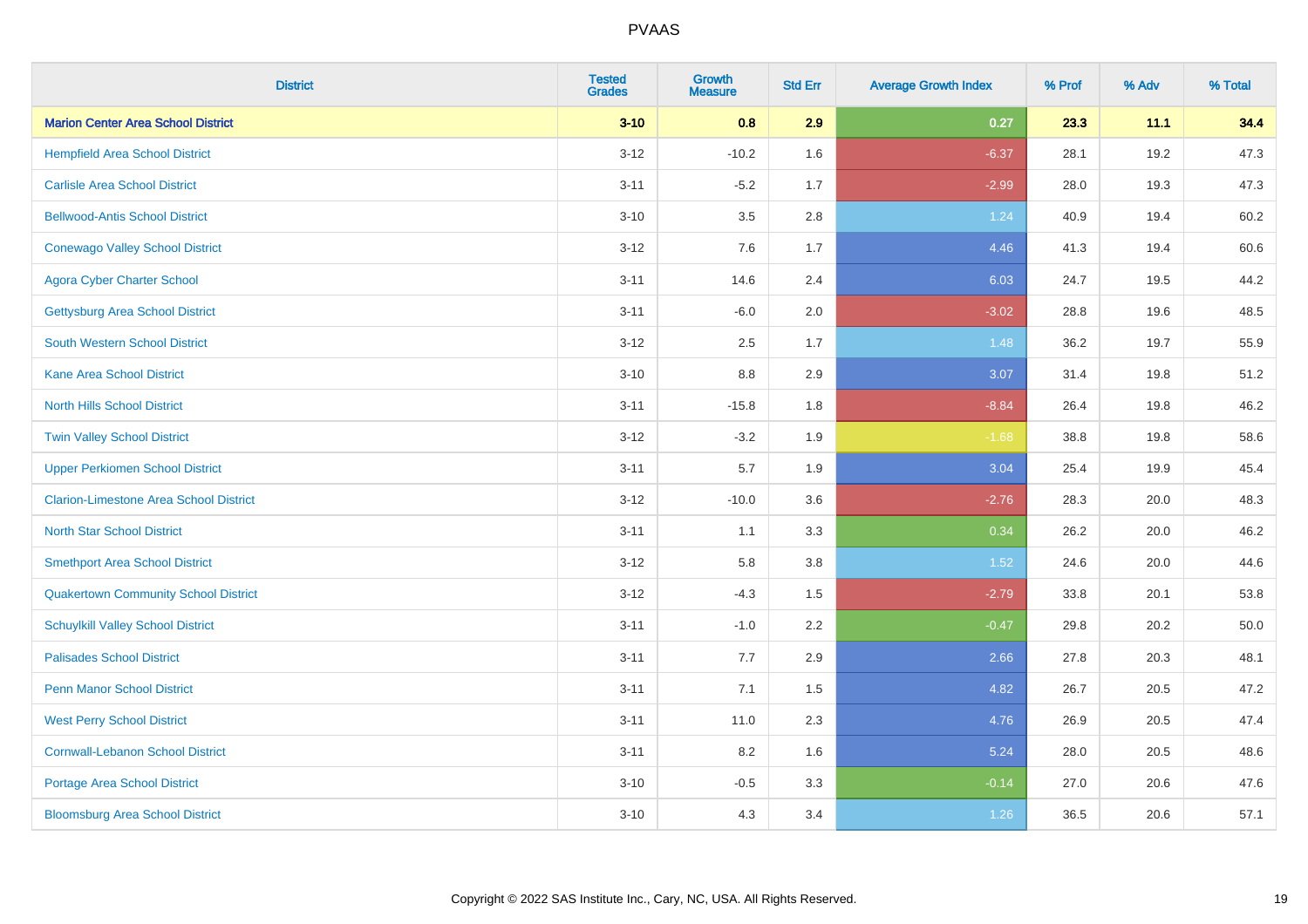| District | Tested Grades | Growth Measure | Std Err | Average Growth Index | % Prof | % Adv | % Total |
|---|---|---|---|---|---|---|---|
| **Marion Center Area School District** | **3-10** | **0.8** | **2.9** | **0.27** | **23.3** | **11.1** | **34.4** |
| Hempfield Area School District | 3-12 | -10.2 | 1.6 | -6.37 | 28.1 | 19.2 | 47.3 |
| Carlisle Area School District | 3-11 | -5.2 | 1.7 | -2.99 | 28.0 | 19.3 | 47.3 |
| Bellwood-Antis School District | 3-10 | 3.5 | 2.8 | 1.24 | 40.9 | 19.4 | 60.2 |
| Conewago Valley School District | 3-12 | 7.6 | 1.7 | 4.46 | 41.3 | 19.4 | 60.6 |
| Agora Cyber Charter School | 3-11 | 14.6 | 2.4 | 6.03 | 24.7 | 19.5 | 44.2 |
| Gettysburg Area School District | 3-11 | -6.0 | 2.0 | -3.02 | 28.8 | 19.6 | 48.5 |
| South Western School District | 3-12 | 2.5 | 1.7 | 1.48 | 36.2 | 19.7 | 55.9 |
| Kane Area School District | 3-10 | 8.8 | 2.9 | 3.07 | 31.4 | 19.8 | 51.2 |
| North Hills School District | 3-11 | -15.8 | 1.8 | -8.84 | 26.4 | 19.8 | 46.2 |
| Twin Valley School District | 3-12 | -3.2 | 1.9 | -1.68 | 38.8 | 19.8 | 58.6 |
| Upper Perkiomen School District | 3-11 | 5.7 | 1.9 | 3.04 | 25.4 | 19.9 | 45.4 |
| Clarion-Limestone Area School District | 3-12 | -10.0 | 3.6 | -2.76 | 28.3 | 20.0 | 48.3 |
| North Star School District | 3-11 | 1.1 | 3.3 | 0.34 | 26.2 | 20.0 | 46.2 |
| Smethport Area School District | 3-12 | 5.8 | 3.8 | 1.52 | 24.6 | 20.0 | 44.6 |
| Quakertown Community School District | 3-12 | -4.3 | 1.5 | -2.79 | 33.8 | 20.1 | 53.8 |
| Schuylkill Valley School District | 3-11 | -1.0 | 2.2 | -0.47 | 29.8 | 20.2 | 50.0 |
| Palisades School District | 3-11 | 7.7 | 2.9 | 2.66 | 27.8 | 20.3 | 48.1 |
| Penn Manor School District | 3-11 | 7.1 | 1.5 | 4.82 | 26.7 | 20.5 | 47.2 |
| West Perry School District | 3-11 | 11.0 | 2.3 | 4.76 | 26.9 | 20.5 | 47.4 |
| Cornwall-Lebanon School District | 3-11 | 8.2 | 1.6 | 5.24 | 28.0 | 20.5 | 48.6 |
| Portage Area School District | 3-10 | -0.5 | 3.3 | -0.14 | 27.0 | 20.6 | 47.6 |
| Bloomsburg Area School District | 3-10 | 4.3 | 3.4 | 1.26 | 36.5 | 20.6 | 57.1 |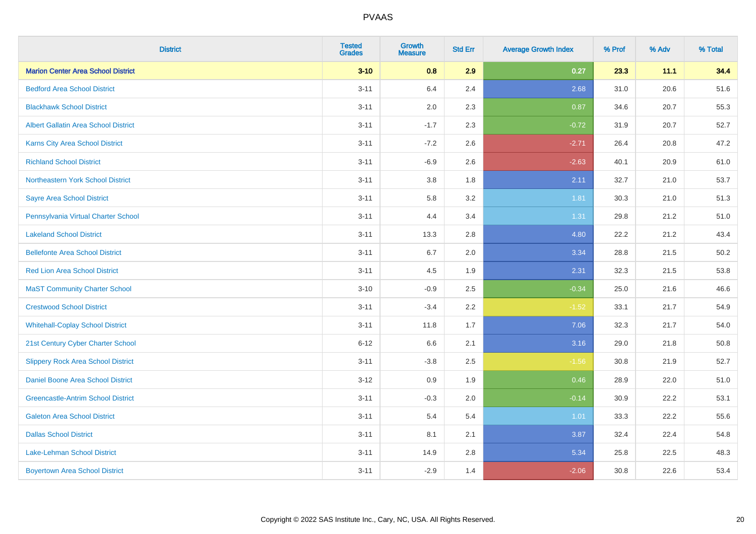# PVAAS

| District | Tested Grades | Growth Measure | Std Err | Average Growth Index | % Prof | % Adv | % Total |
|---|---|---|---|---|---|---|---|
| **Marion Center Area School District** | **3-10** | **0.8** | **2.9** | **0.27** | **23.3** | **11.1** | **34.4** |
| Bedford Area School District | 3-11 | 6.4 | 2.4 | 2.68 | 31.0 | 20.6 | 51.6 |
| Blackhawk School District | 3-11 | 2.0 | 2.3 | 0.87 | 34.6 | 20.7 | 55.3 |
| Albert Gallatin Area School District | 3-11 | -1.7 | 2.3 | -0.72 | 31.9 | 20.7 | 52.7 |
| Karns City Area School District | 3-11 | -7.2 | 2.6 | -2.71 | 26.4 | 20.8 | 47.2 |
| Richland School District | 3-11 | -6.9 | 2.6 | -2.63 | 40.1 | 20.9 | 61.0 |
| Northeastern York School District | 3-11 | 3.8 | 1.8 | 2.11 | 32.7 | 21.0 | 53.7 |
| Sayre Area School District | 3-11 | 5.8 | 3.2 | 1.81 | 30.3 | 21.0 | 51.3 |
| Pennsylvania Virtual Charter School | 3-11 | 4.4 | 3.4 | 1.31 | 29.8 | 21.2 | 51.0 |
| Lakeland School District | 3-11 | 13.3 | 2.8 | 4.80 | 22.2 | 21.2 | 43.4 |
| Bellefonte Area School District | 3-11 | 6.7 | 2.0 | 3.34 | 28.8 | 21.5 | 50.2 |
| Red Lion Area School District | 3-11 | 4.5 | 1.9 | 2.31 | 32.3 | 21.5 | 53.8 |
| MaST Community Charter School | 3-10 | -0.9 | 2.5 | -0.34 | 25.0 | 21.6 | 46.6 |
| Crestwood School District | 3-11 | -3.4 | 2.2 | -1.52 | 33.1 | 21.7 | 54.9 |
| Whitehall-Coplay School District | 3-11 | 11.8 | 1.7 | 7.06 | 32.3 | 21.7 | 54.0 |
| 21st Century Cyber Charter School | 6-12 | 6.6 | 2.1 | 3.16 | 29.0 | 21.8 | 50.8 |
| Slippery Rock Area School District | 3-11 | -3.8 | 2.5 | -1.56 | 30.8 | 21.9 | 52.7 |
| Daniel Boone Area School District | 3-12 | 0.9 | 1.9 | 0.46 | 28.9 | 22.0 | 51.0 |
| Greencastle-Antrim School District | 3-11 | -0.3 | 2.0 | -0.14 | 30.9 | 22.2 | 53.1 |
| Galeton Area School District | 3-11 | 5.4 | 5.4 | 1.01 | 33.3 | 22.2 | 55.6 |
| Dallas School District | 3-11 | 8.1 | 2.1 | 3.87 | 32.4 | 22.4 | 54.8 |
| Lake-Lehman School District | 3-11 | 14.9 | 2.8 | 5.34 | 25.8 | 22.5 | 48.3 |
| Boyertown Area School District | 3-11 | -2.9 | 1.4 | -2.06 | 30.8 | 22.6 | 53.4 |

Copyright © 2022 SAS Institute Inc., Cary, NC, USA. All Rights Reserved.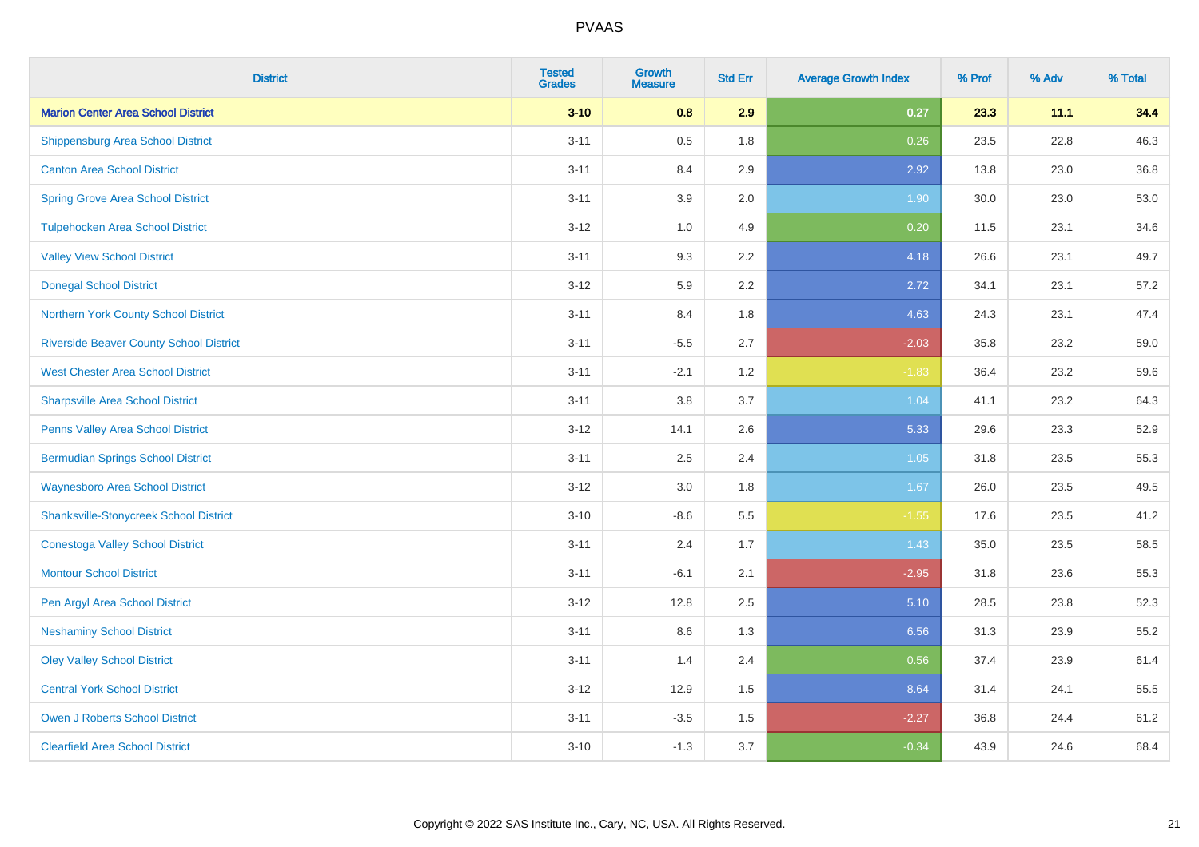# PVAAS

| District | Tested Grades | Growth Measure | Std Err | Average Growth Index | % Prof | % Adv | % Total |
|---|---|---|---|---|---|---|---|
| **Marion Center Area School District** | **3-10** | **0.8** | **2.9** | **0.27** | **23.3** | **11.1** | **34.4** |
| Shippensburg Area School District | 3-11 | 0.5 | 1.8 | 0.26 | 23.5 | 22.8 | 46.3 |
| Canton Area School District | 3-11 | 8.4 | 2.9 | 2.92 | 13.8 | 23.0 | 36.8 |
| Spring Grove Area School District | 3-11 | 3.9 | 2.0 | 1.90 | 30.0 | 23.0 | 53.0 |
| Tulpehocken Area School District | 3-12 | 1.0 | 4.9 | 0.20 | 11.5 | 23.1 | 34.6 |
| Valley View School District | 3-11 | 9.3 | 2.2 | 4.18 | 26.6 | 23.1 | 49.7 |
| Donegal School District | 3-12 | 5.9 | 2.2 | 2.72 | 34.1 | 23.1 | 57.2 |
| Northern York County School District | 3-11 | 8.4 | 1.8 | 4.63 | 24.3 | 23.1 | 47.4 |
| Riverside Beaver County School District | 3-11 | -5.5 | 2.7 | -2.03 | 35.8 | 23.2 | 59.0 |
| West Chester Area School District | 3-11 | -2.1 | 1.2 | -1.83 | 36.4 | 23.2 | 59.6 |
| Sharpsville Area School District | 3-11 | 3.8 | 3.7 | 1.04 | 41.1 | 23.2 | 64.3 |
| Penns Valley Area School District | 3-12 | 14.1 | 2.6 | 5.33 | 29.6 | 23.3 | 52.9 |
| Bermudian Springs School District | 3-11 | 2.5 | 2.4 | 1.05 | 31.8 | 23.5 | 55.3 |
| Waynesboro Area School District | 3-12 | 3.0 | 1.8 | 1.67 | 26.0 | 23.5 | 49.5 |
| Shanksville-Stonycreek School District | 3-10 | -8.6 | 5.5 | -1.55 | 17.6 | 23.5 | 41.2 |
| Conestoga Valley School District | 3-11 | 2.4 | 1.7 | 1.43 | 35.0 | 23.5 | 58.5 |
| Montour School District | 3-11 | -6.1 | 2.1 | -2.95 | 31.8 | 23.6 | 55.3 |
| Pen Argyl Area School District | 3-12 | 12.8 | 2.5 | 5.10 | 28.5 | 23.8 | 52.3 |
| Neshaminy School District | 3-11 | 8.6 | 1.3 | 6.56 | 31.3 | 23.9 | 55.2 |
| Oley Valley School District | 3-11 | 1.4 | 2.4 | 0.56 | 37.4 | 23.9 | 61.4 |
| Central York School District | 3-12 | 12.9 | 1.5 | 8.64 | 31.4 | 24.1 | 55.5 |
| Owen J Roberts School District | 3-11 | -3.5 | 1.5 | -2.27 | 36.8 | 24.4 | 61.2 |
| Clearfield Area School District | 3-10 | -1.3 | 3.7 | -0.34 | 43.9 | 24.6 | 68.4 |

Copyright © 2022 SAS Institute Inc., Cary, NC, USA. All Rights Reserved.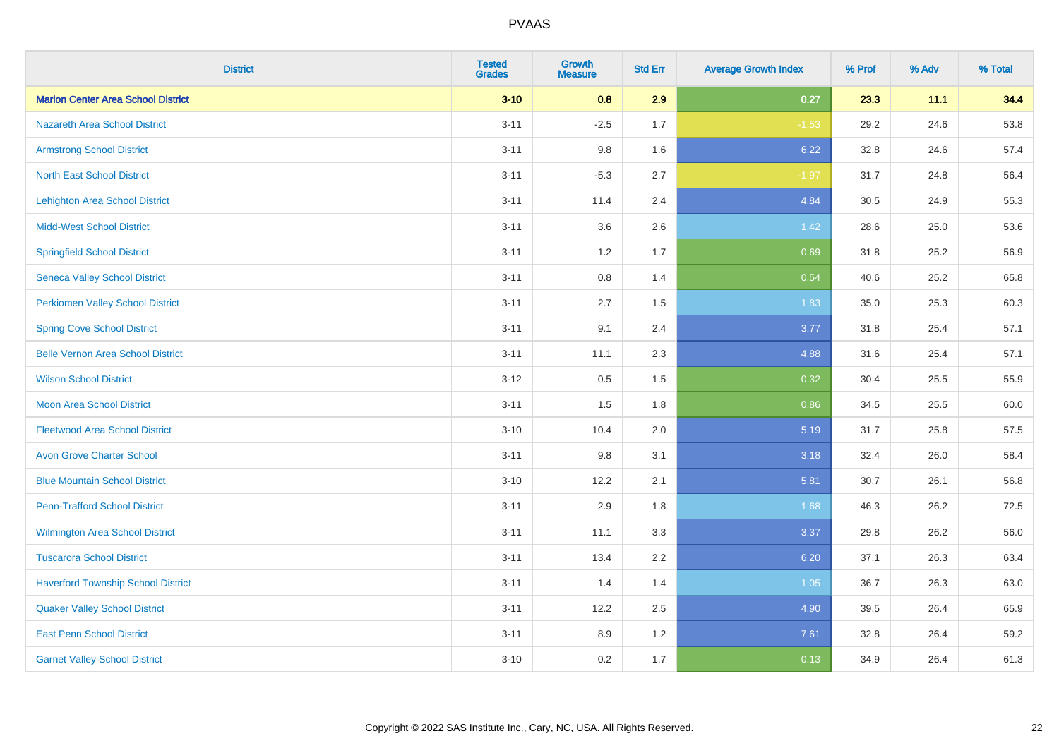| District | Tested Grades | Growth Measure | Std Err | Average Growth Index | % Prof | % Adv | % Total |
|---|---|---|---|---|---|---|---|
| **Marion Center Area School District** | **3-10** | **0.8** | **2.9** | **0.27** | **23.3** | **11.1** | **34.4** |
| Nazareth Area School District | 3-11 | -2.5 | 1.7 | -1.53 | 29.2 | 24.6 | 53.8 |
| Armstrong School District | 3-11 | 9.8 | 1.6 | 6.22 | 32.8 | 24.6 | 57.4 |
| North East School District | 3-11 | -5.3 | 2.7 | -1.97 | 31.7 | 24.8 | 56.4 |
| Lehighton Area School District | 3-11 | 11.4 | 2.4 | 4.84 | 30.5 | 24.9 | 55.3 |
| Midd-West School District | 3-11 | 3.6 | 2.6 | 1.42 | 28.6 | 25.0 | 53.6 |
| Springfield School District | 3-11 | 1.2 | 1.7 | 0.69 | 31.8 | 25.2 | 56.9 |
| Seneca Valley School District | 3-11 | 0.8 | 1.4 | 0.54 | 40.6 | 25.2 | 65.8 |
| Perkiomen Valley School District | 3-11 | 2.7 | 1.5 | 1.83 | 35.0 | 25.3 | 60.3 |
| Spring Cove School District | 3-11 | 9.1 | 2.4 | 3.77 | 31.8 | 25.4 | 57.1 |
| Belle Vernon Area School District | 3-11 | 11.1 | 2.3 | 4.88 | 31.6 | 25.4 | 57.1 |
| Wilson School District | 3-12 | 0.5 | 1.5 | 0.32 | 30.4 | 25.5 | 55.9 |
| Moon Area School District | 3-11 | 1.5 | 1.8 | 0.86 | 34.5 | 25.5 | 60.0 |
| Fleetwood Area School District | 3-10 | 10.4 | 2.0 | 5.19 | 31.7 | 25.8 | 57.5 |
| Avon Grove Charter School | 3-11 | 9.8 | 3.1 | 3.18 | 32.4 | 26.0 | 58.4 |
| Blue Mountain School District | 3-10 | 12.2 | 2.1 | 5.81 | 30.7 | 26.1 | 56.8 |
| Penn-Trafford School District | 3-11 | 2.9 | 1.8 | 1.68 | 46.3 | 26.2 | 72.5 |
| Wilmington Area School District | 3-11 | 11.1 | 3.3 | 3.37 | 29.8 | 26.2 | 56.0 |
| Tuscarora School District | 3-11 | 13.4 | 2.2 | 6.20 | 37.1 | 26.3 | 63.4 |
| Haverford Township School District | 3-11 | 1.4 | 1.4 | 1.05 | 36.7 | 26.3 | 63.0 |
| Quaker Valley School District | 3-11 | 12.2 | 2.5 | 4.90 | 39.5 | 26.4 | 65.9 |
| East Penn School District | 3-11 | 8.9 | 1.2 | 7.61 | 32.8 | 26.4 | 59.2 |
| Garnet Valley School District | 3-10 | 0.2 | 1.7 | 0.13 | 34.9 | 26.4 | 61.3 |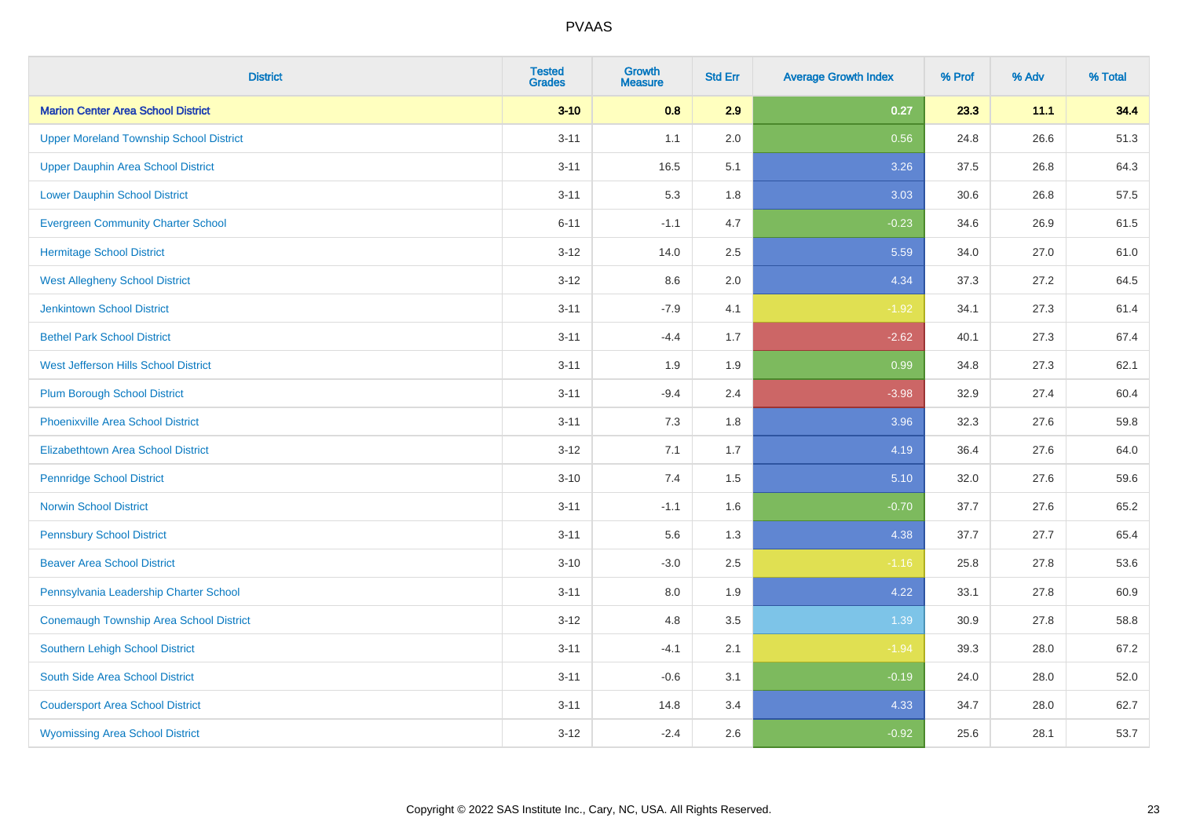# PVAAS

| District | Tested Grades | Growth Measure | Std Err | Average Growth Index | % Prof | % Adv | % Total |
|---|---|---|---|---|---|---|---|
| **Marion Center Area School District** | **3-10** | **0.8** | **2.9** | **0.27** | **23.3** | **11.1** | **34.4** |
| Upper Moreland Township School District | 3-11 | 1.1 | 2.0 | 0.56 | 24.8 | 26.6 | 51.3 |
| Upper Dauphin Area School District | 3-11 | 16.5 | 5.1 | 3.26 | 37.5 | 26.8 | 64.3 |
| Lower Dauphin School District | 3-11 | 5.3 | 1.8 | 3.03 | 30.6 | 26.8 | 57.5 |
| Evergreen Community Charter School | 6-11 | -1.1 | 4.7 | -0.23 | 34.6 | 26.9 | 61.5 |
| Hermitage School District | 3-12 | 14.0 | 2.5 | 5.59 | 34.0 | 27.0 | 61.0 |
| West Allegheny School District | 3-12 | 8.6 | 2.0 | 4.34 | 37.3 | 27.2 | 64.5 |
| Jenkintown School District | 3-11 | -7.9 | 4.1 | -1.92 | 34.1 | 27.3 | 61.4 |
| Bethel Park School District | 3-11 | -4.4 | 1.7 | -2.62 | 40.1 | 27.3 | 67.4 |
| West Jefferson Hills School District | 3-11 | 1.9 | 1.9 | 0.99 | 34.8 | 27.3 | 62.1 |
| Plum Borough School District | 3-11 | -9.4 | 2.4 | -3.98 | 32.9 | 27.4 | 60.4 |
| Phoenixville Area School District | 3-11 | 7.3 | 1.8 | 3.96 | 32.3 | 27.6 | 59.8 |
| Elizabethtown Area School District | 3-12 | 7.1 | 1.7 | 4.19 | 36.4 | 27.6 | 64.0 |
| Pennridge School District | 3-10 | 7.4 | 1.5 | 5.10 | 32.0 | 27.6 | 59.6 |
| Norwin School District | 3-11 | -1.1 | 1.6 | -0.70 | 37.7 | 27.6 | 65.2 |
| Pennsbury School District | 3-11 | 5.6 | 1.3 | 4.38 | 37.7 | 27.7 | 65.4 |
| Beaver Area School District | 3-10 | -3.0 | 2.5 | -1.16 | 25.8 | 27.8 | 53.6 |
| Pennsylvania Leadership Charter School | 3-11 | 8.0 | 1.9 | 4.22 | 33.1 | 27.8 | 60.9 |
| Conemaugh Township Area School District | 3-12 | 4.8 | 3.5 | 1.39 | 30.9 | 27.8 | 58.8 |
| Southern Lehigh School District | 3-11 | -4.1 | 2.1 | -1.94 | 39.3 | 28.0 | 67.2 |
| South Side Area School District | 3-11 | -0.6 | 3.1 | -0.19 | 24.0 | 28.0 | 52.0 |
| Coudersport Area School District | 3-11 | 14.8 | 3.4 | 4.33 | 34.7 | 28.0 | 62.7 |
| Wyomissing Area School District | 3-12 | -2.4 | 2.6 | -0.92 | 25.6 | 28.1 | 53.7 |

Copyright © 2022 SAS Institute Inc., Cary, NC, USA. All Rights Reserved.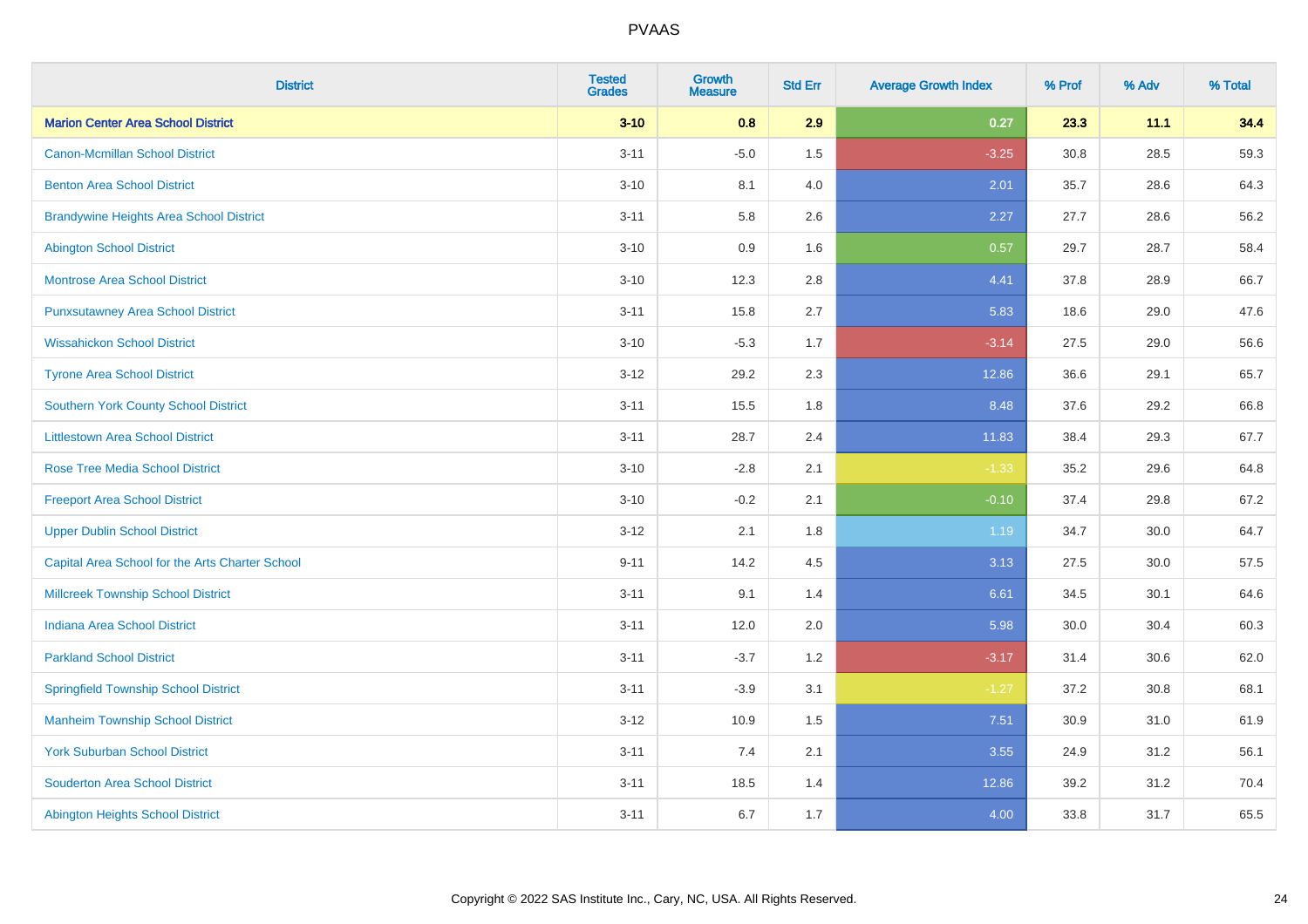PVAAS

| District | Tested Grades | Growth Measure | Std Err | Average Growth Index | % Prof | % Adv | % Total |
|---|---|---|---|---|---|---|---|
| **Marion Center Area School District** | **3-10** | **0.8** | **2.9** | **0.27** | **23.3** | **11.1** | **34.4** |
| Canon-Mcmillan School District | 3-11 | -5.0 | 1.5 | -3.25 | 30.8 | 28.5 | 59.3 |
| Benton Area School District | 3-10 | 8.1 | 4.0 | 2.01 | 35.7 | 28.6 | 64.3 |
| Brandywine Heights Area School District | 3-11 | 5.8 | 2.6 | 2.27 | 27.7 | 28.6 | 56.2 |
| Abington School District | 3-10 | 0.9 | 1.6 | 0.57 | 29.7 | 28.7 | 58.4 |
| Montrose Area School District | 3-10 | 12.3 | 2.8 | 4.41 | 37.8 | 28.9 | 66.7 |
| Punxsutawney Area School District | 3-11 | 15.8 | 2.7 | 5.83 | 18.6 | 29.0 | 47.6 |
| Wissahickon School District | 3-10 | -5.3 | 1.7 | -3.14 | 27.5 | 29.0 | 56.6 |
| Tyrone Area School District | 3-12 | 29.2 | 2.3 | 12.86 | 36.6 | 29.1 | 65.7 |
| Southern York County School District | 3-11 | 15.5 | 1.8 | 8.48 | 37.6 | 29.2 | 66.8 |
| Littlestown Area School District | 3-11 | 28.7 | 2.4 | 11.83 | 38.4 | 29.3 | 67.7 |
| Rose Tree Media School District | 3-10 | -2.8 | 2.1 | -1.33 | 35.2 | 29.6 | 64.8 |
| Freeport Area School District | 3-10 | -0.2 | 2.1 | -0.10 | 37.4 | 29.8 | 67.2 |
| Upper Dublin School District | 3-12 | 2.1 | 1.8 | 1.19 | 34.7 | 30.0 | 64.7 |
| Capital Area School for the Arts Charter School | 9-11 | 14.2 | 4.5 | 3.13 | 27.5 | 30.0 | 57.5 |
| Millcreek Township School District | 3-11 | 9.1 | 1.4 | 6.61 | 34.5 | 30.1 | 64.6 |
| Indiana Area School District | 3-11 | 12.0 | 2.0 | 5.98 | 30.0 | 30.4 | 60.3 |
| Parkland School District | 3-11 | -3.7 | 1.2 | -3.17 | 31.4 | 30.6 | 62.0 |
| Springfield Township School District | 3-11 | -3.9 | 3.1 | -1.27 | 37.2 | 30.8 | 68.1 |
| Manheim Township School District | 3-12 | 10.9 | 1.5 | 7.51 | 30.9 | 31.0 | 61.9 |
| York Suburban School District | 3-11 | 7.4 | 2.1 | 3.55 | 24.9 | 31.2 | 56.1 |
| Souderton Area School District | 3-11 | 18.5 | 1.4 | 12.86 | 39.2 | 31.2 | 70.4 |
| Abington Heights School District | 3-11 | 6.7 | 1.7 | 4.00 | 33.8 | 31.7 | 65.5 |

Copyright © 2022 SAS Institute Inc., Cary, NC, USA. All Rights Reserved.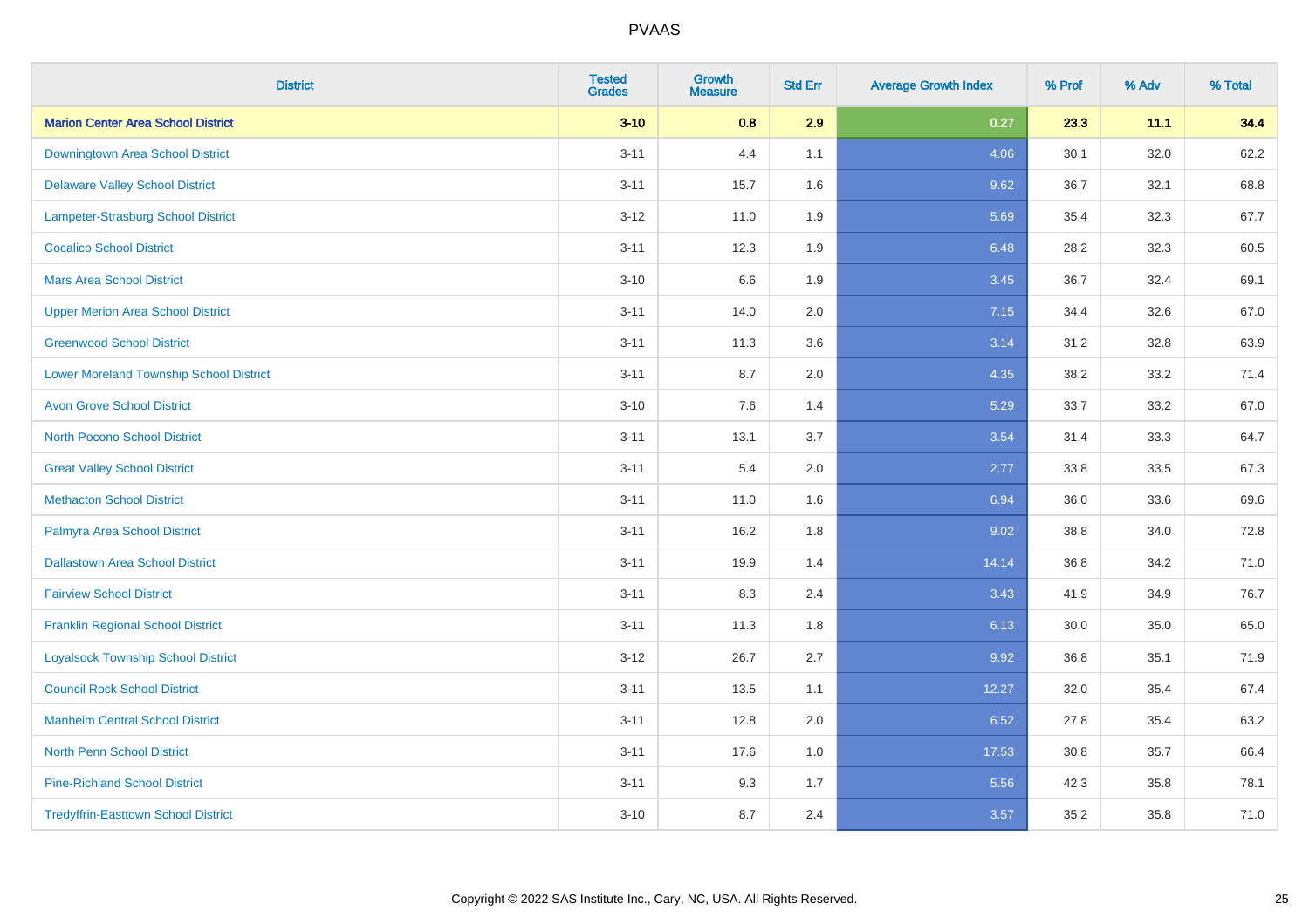# PVAAS

| District | Tested Grades | Growth Measure | Std Err | Average Growth Index | % Prof | % Adv | % Total |
|---|---|---|---|---|---|---|---|
| **Marion Center Area School District** | **3-10** | **0.8** | **2.9** | **0.27** | **23.3** | **11.1** | **34.4** |
| Downingtown Area School District | 3-11 | 4.4 | 1.1 | 4.06 | 30.1 | 32.0 | 62.2 |
| Delaware Valley School District | 3-11 | 15.7 | 1.6 | 9.62 | 36.7 | 32.1 | 68.8 |
| Lampeter-Strasburg School District | 3-12 | 11.0 | 1.9 | 5.69 | 35.4 | 32.3 | 67.7 |
| Cocalico School District | 3-11 | 12.3 | 1.9 | 6.48 | 28.2 | 32.3 | 60.5 |
| Mars Area School District | 3-10 | 6.6 | 1.9 | 3.45 | 36.7 | 32.4 | 69.1 |
| Upper Merion Area School District | 3-11 | 14.0 | 2.0 | 7.15 | 34.4 | 32.6 | 67.0 |
| Greenwood School District | 3-11 | 11.3 | 3.6 | 3.14 | 31.2 | 32.8 | 63.9 |
| Lower Moreland Township School District | 3-11 | 8.7 | 2.0 | 4.35 | 38.2 | 33.2 | 71.4 |
| Avon Grove School District | 3-10 | 7.6 | 1.4 | 5.29 | 33.7 | 33.2 | 67.0 |
| North Pocono School District | 3-11 | 13.1 | 3.7 | 3.54 | 31.4 | 33.3 | 64.7 |
| Great Valley School District | 3-11 | 5.4 | 2.0 | 2.77 | 33.8 | 33.5 | 67.3 |
| Methacton School District | 3-11 | 11.0 | 1.6 | 6.94 | 36.0 | 33.6 | 69.6 |
| Palmyra Area School District | 3-11 | 16.2 | 1.8 | 9.02 | 38.8 | 34.0 | 72.8 |
| Dallastown Area School District | 3-11 | 19.9 | 1.4 | 14.14 | 36.8 | 34.2 | 71.0 |
| Fairview School District | 3-11 | 8.3 | 2.4 | 3.43 | 41.9 | 34.9 | 76.7 |
| Franklin Regional School District | 3-11 | 11.3 | 1.8 | 6.13 | 30.0 | 35.0 | 65.0 |
| Loyalsock Township School District | 3-12 | 26.7 | 2.7 | 9.92 | 36.8 | 35.1 | 71.9 |
| Council Rock School District | 3-11 | 13.5 | 1.1 | 12.27 | 32.0 | 35.4 | 67.4 |
| Manheim Central School District | 3-11 | 12.8 | 2.0 | 6.52 | 27.8 | 35.4 | 63.2 |
| North Penn School District | 3-11 | 17.6 | 1.0 | 17.53 | 30.8 | 35.7 | 66.4 |
| Pine-Richland School District | 3-11 | 9.3 | 1.7 | 5.56 | 42.3 | 35.8 | 78.1 |
| Tredyffrin-Easttown School District | 3-10 | 8.7 | 2.4 | 3.57 | 35.2 | 35.8 | 71.0 |

Copyright © 2022 SAS Institute Inc., Cary, NC, USA. All Rights Reserved.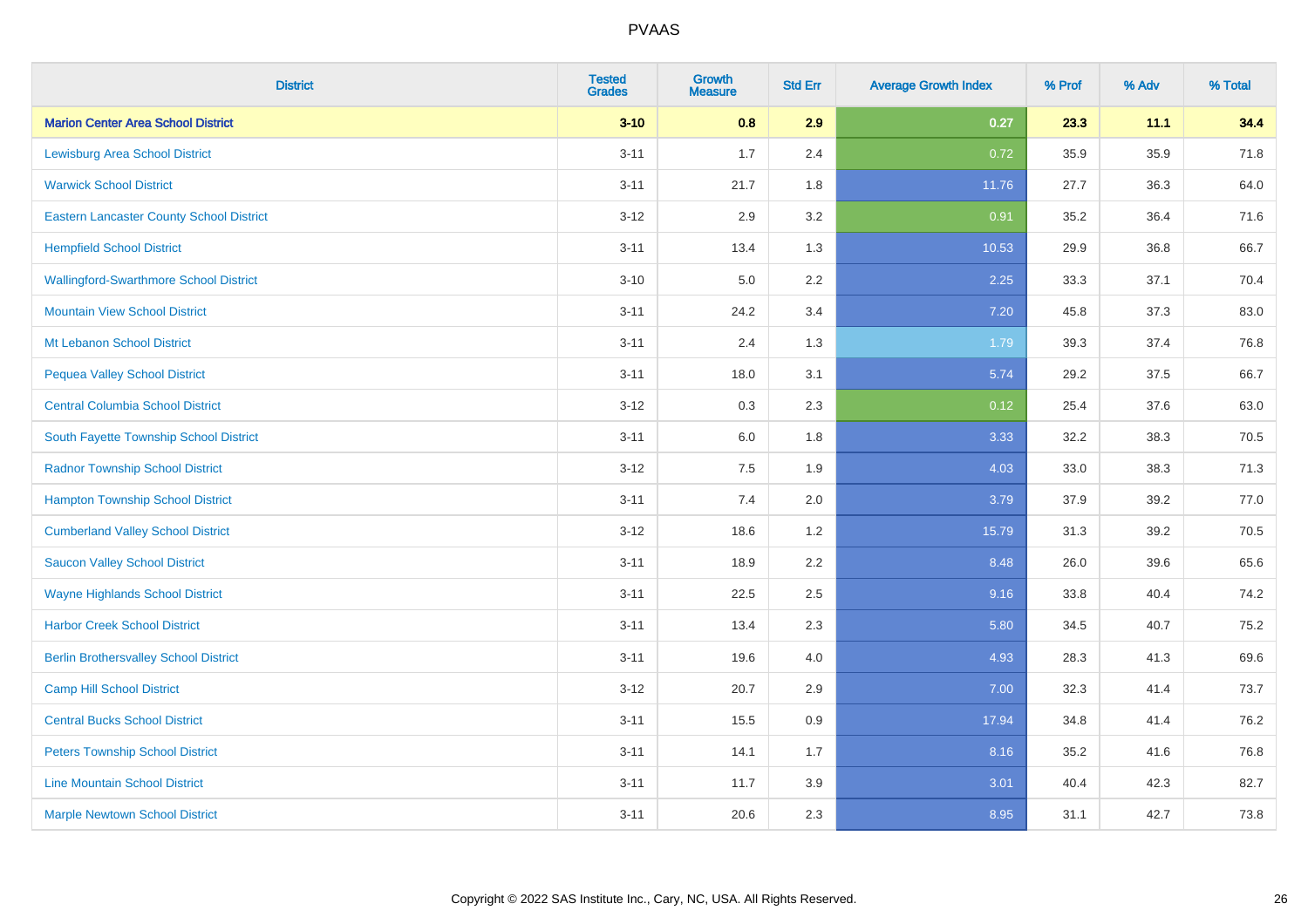| District | Tested Grades | Growth Measure | Std Err | Average Growth Index | % Prof | % Adv | % Total |
|---|---|---|---|---|---|---|---|
| **Marion Center Area School District** | **3-10** | **0.8** | **2.9** | **0.27** | **23.3** | **11.1** | **34.4** |
| Lewisburg Area School District | 3-11 | 1.7 | 2.4 | 0.72 | 35.9 | 35.9 | 71.8 |
| Warwick School District | 3-11 | 21.7 | 1.8 | 11.76 | 27.7 | 36.3 | 64.0 |
| Eastern Lancaster County School District | 3-12 | 2.9 | 3.2 | 0.91 | 35.2 | 36.4 | 71.6 |
| Hempfield School District | 3-11 | 13.4 | 1.3 | 10.53 | 29.9 | 36.8 | 66.7 |
| Wallingford-Swarthmore School District | 3-10 | 5.0 | 2.2 | 2.25 | 33.3 | 37.1 | 70.4 |
| Mountain View School District | 3-11 | 24.2 | 3.4 | 7.20 | 45.8 | 37.3 | 83.0 |
| Mt Lebanon School District | 3-11 | 2.4 | 1.3 | 1.79 | 39.3 | 37.4 | 76.8 |
| Pequea Valley School District | 3-11 | 18.0 | 3.1 | 5.74 | 29.2 | 37.5 | 66.7 |
| Central Columbia School District | 3-12 | 0.3 | 2.3 | 0.12 | 25.4 | 37.6 | 63.0 |
| South Fayette Township School District | 3-11 | 6.0 | 1.8 | 3.33 | 32.2 | 38.3 | 70.5 |
| Radnor Township School District | 3-12 | 7.5 | 1.9 | 4.03 | 33.0 | 38.3 | 71.3 |
| Hampton Township School District | 3-11 | 7.4 | 2.0 | 3.79 | 37.9 | 39.2 | 77.0 |
| Cumberland Valley School District | 3-12 | 18.6 | 1.2 | 15.79 | 31.3 | 39.2 | 70.5 |
| Saucon Valley School District | 3-11 | 18.9 | 2.2 | 8.48 | 26.0 | 39.6 | 65.6 |
| Wayne Highlands School District | 3-11 | 22.5 | 2.5 | 9.16 | 33.8 | 40.4 | 74.2 |
| Harbor Creek School District | 3-11 | 13.4 | 2.3 | 5.80 | 34.5 | 40.7 | 75.2 |
| Berlin Brothersvalley School District | 3-11 | 19.6 | 4.0 | 4.93 | 28.3 | 41.3 | 69.6 |
| Camp Hill School District | 3-12 | 20.7 | 2.9 | 7.00 | 32.3 | 41.4 | 73.7 |
| Central Bucks School District | 3-11 | 15.5 | 0.9 | 17.94 | 34.8 | 41.4 | 76.2 |
| Peters Township School District | 3-11 | 14.1 | 1.7 | 8.16 | 35.2 | 41.6 | 76.8 |
| Line Mountain School District | 3-11 | 11.7 | 3.9 | 3.01 | 40.4 | 42.3 | 82.7 |
| Marple Newtown School District | 3-11 | 20.6 | 2.3 | 8.95 | 31.1 | 42.7 | 73.8 |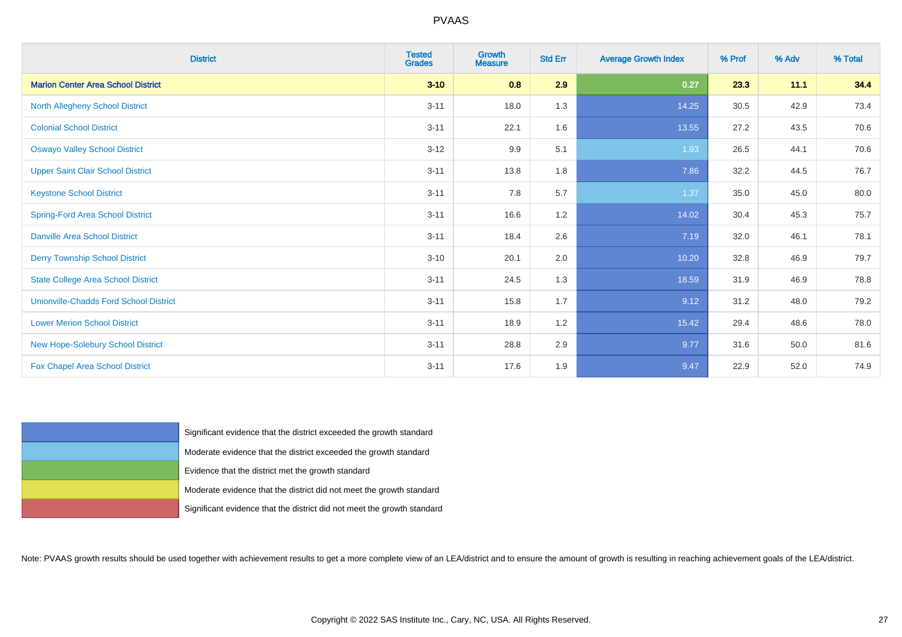PVAAS

| District | Tested Grades | Growth Measure | Std Err | Average Growth Index | % Prof | % Adv | % Total |
|---|---|---|---|---|---|---|---|
| **Marion Center Area School District** | **3-10** | **0.8** | **2.9** | **0.27** | **23.3** | **11.1** | **34.4** |
| North Allegheny School District | 3-11 | 18.0 | 1.3 | 14.25 | 30.5 | 42.9 | 73.4 |
| Colonial School District | 3-11 | 22.1 | 1.6 | 13.55 | 27.2 | 43.5 | 70.6 |
| Oswayo Valley School District | 3-12 | 9.9 | 5.1 | 1.93 | 26.5 | 44.1 | 70.6 |
| Upper Saint Clair School District | 3-11 | 13.8 | 1.8 | 7.86 | 32.2 | 44.5 | 76.7 |
| Keystone School District | 3-11 | 7.8 | 5.7 | 1.37 | 35.0 | 45.0 | 80.0 |
| Spring-Ford Area School District | 3-11 | 16.6 | 1.2 | 14.02 | 30.4 | 45.3 | 75.7 |
| Danville Area School District | 3-11 | 18.4 | 2.6 | 7.19 | 32.0 | 46.1 | 78.1 |
| Derry Township School District | 3-10 | 20.1 | 2.0 | 10.20 | 32.8 | 46.9 | 79.7 |
| State College Area School District | 3-11 | 24.5 | 1.3 | 18.59 | 31.9 | 46.9 | 78.8 |
| Unionville-Chadds Ford School District | 3-11 | 15.8 | 1.7 | 9.12 | 31.2 | 48.0 | 79.2 |
| Lower Merion School District | 3-11 | 18.9 | 1.2 | 15.42 | 29.4 | 48.6 | 78.0 |
| New Hope-Solebury School District | 3-11 | 28.8 | 2.9 | 9.77 | 31.6 | 50.0 | 81.6 |
| Fox Chapel Area School District | 3-11 | 17.6 | 1.9 | 9.47 | 22.9 | 52.0 | 74.9 |

Significant evidence that the district exceeded the growth standard

Moderate evidence that the district exceeded the growth standard

Evidence that the district met the growth standard

Moderate evidence that the district did not meet the growth standard

Significant evidence that the district did not meet the growth standard

Note: PVAAS growth results should be used together with achievement results to get a more complete view of an LEA/district and to ensure the amount of growth is resulting in reaching achievement goals of the LEA/district.

Copyright © 2022 SAS Institute Inc., Cary, NC, USA. All Rights Reserved.